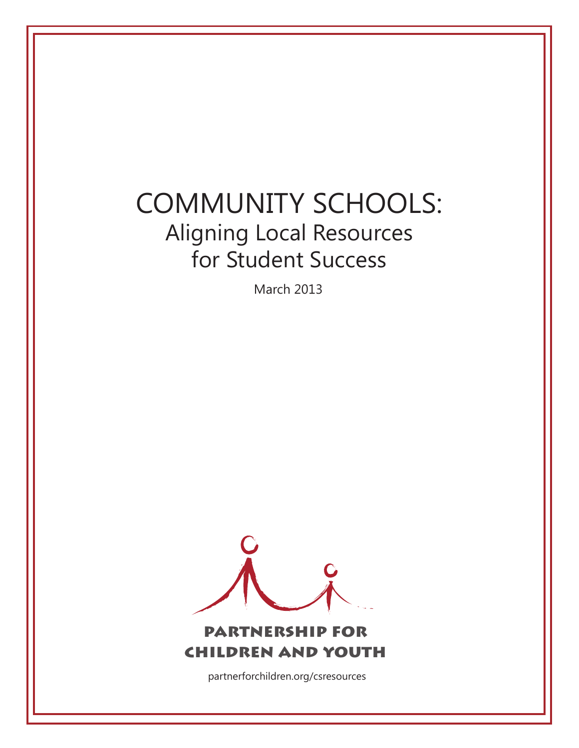# COMMUNITY SCHOOLS:
## Aligning Local Resources for Student Success

March 2013

PARTNERSHIP FOR CHILDREN AND YOUTH

partnerforchildren.org/csresources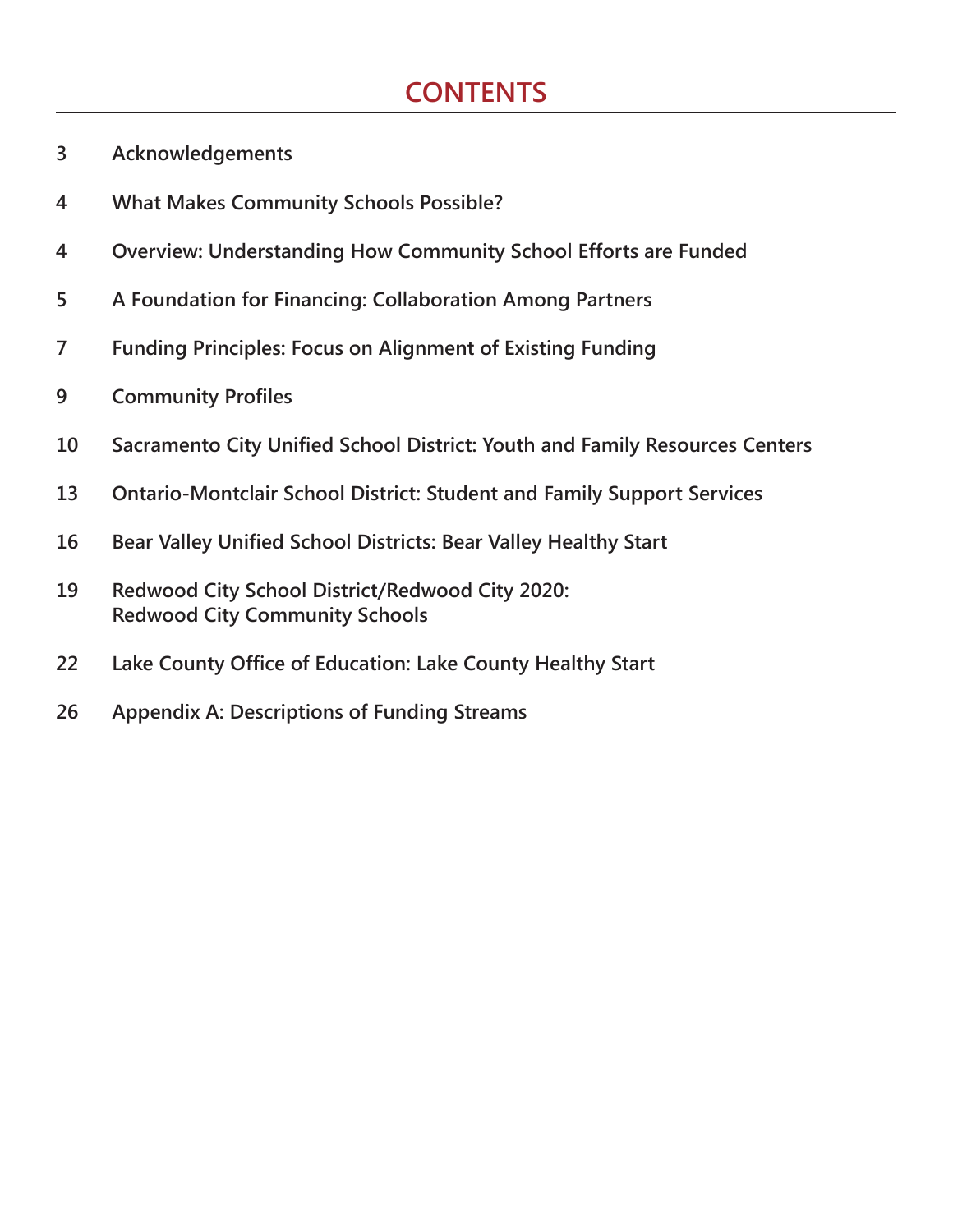# CONTENTS

3 Acknowledgements

4 What Makes Community Schools Possible?

4 Overview: Understanding How Community School Efforts are Funded

5 A Foundation for Financing: Collaboration Among Partners

7 Funding Principles: Focus on Alignment of Existing Funding

9 Community Profiles

10 Sacramento City Unified School District: Youth and Family Resources Centers

13 Ontario-Montclair School District: Student and Family Support Services

16 Bear Valley Unified School Districts: Bear Valley Healthy Start

19 Redwood City School District/Redwood City 2020: Redwood City Community Schools

22 Lake County Office of Education: Lake County Healthy Start

26 Appendix A: Descriptions of Funding Streams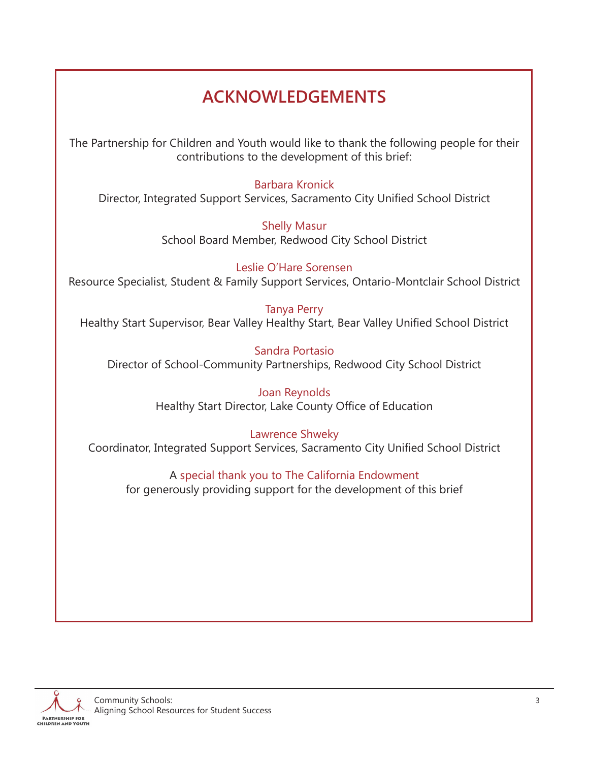# ACKNOWLEDGEMENTS

The Partnership for Children and Youth would like to thank the following people for their contributions to the development of this brief:

Barbara Kronick
Director, Integrated Support Services, Sacramento City Unified School District

Shelly Masur
School Board Member, Redwood City School District

Leslie O'Hare Sorensen
Resource Specialist, Student & Family Support Services, Ontario-Montclair School District

Tanya Perry
Healthy Start Supervisor, Bear Valley Healthy Start, Bear Valley Unified School District

Sandra Portasio
Director of School-Community Partnerships, Redwood City School District

Joan Reynolds
Healthy Start Director, Lake County Office of Education

Lawrence Shweky
Coordinator, Integrated Support Services, Sacramento City Unified School District

A special thank you to The California Endowment
for generously providing support for the development of this brief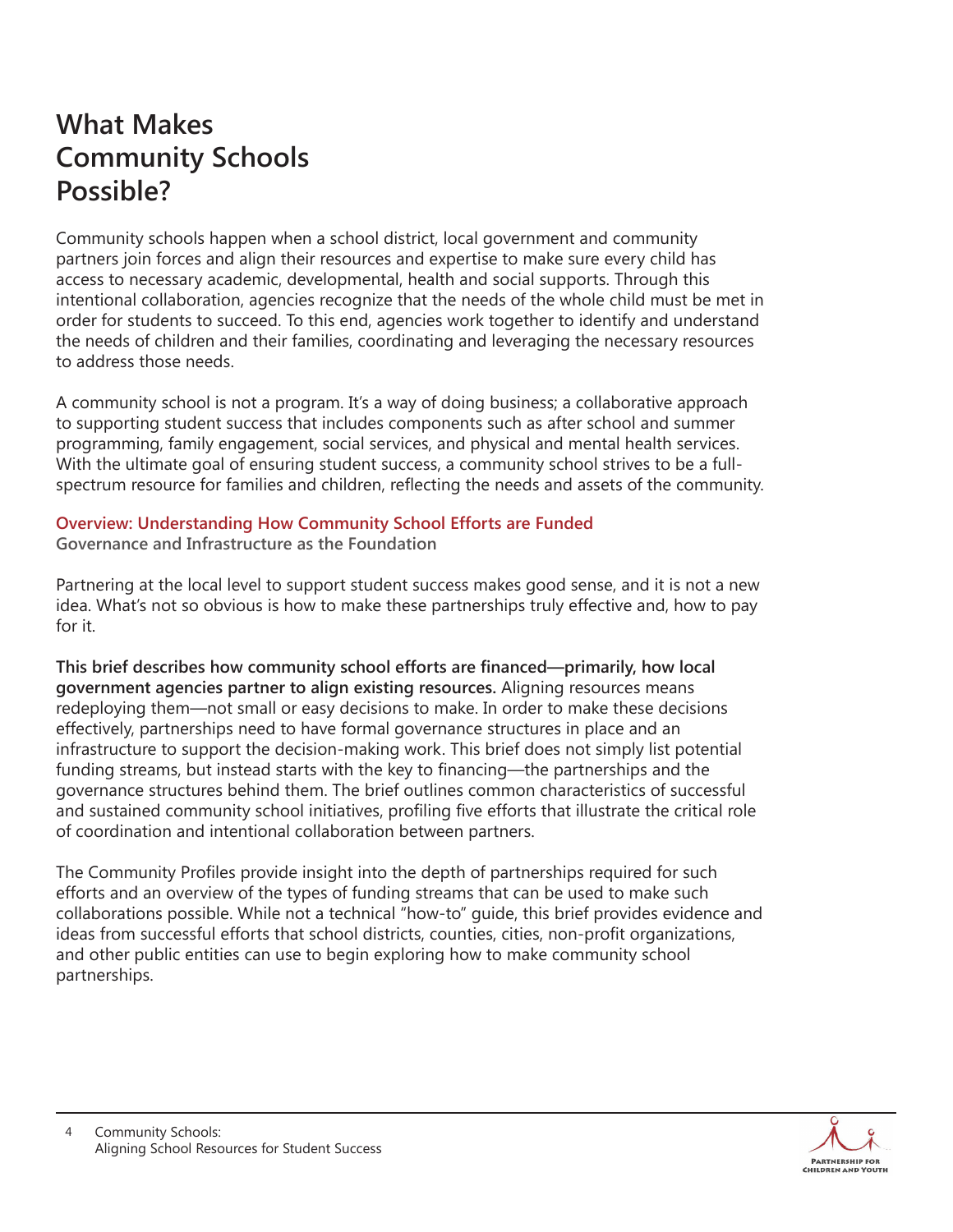# What Makes Community Schools Possible?

Community schools happen when a school district, local government and community partners join forces and align their resources and expertise to make sure every child has access to necessary academic, developmental, health and social supports. Through this intentional collaboration, agencies recognize that the needs of the whole child must be met in order for students to succeed. To this end, agencies work together to identify and understand the needs of children and their families, coordinating and leveraging the necessary resources to address those needs.

A community school is not a program. It's a way of doing business; a collaborative approach to supporting student success that includes components such as after school and summer programming, family engagement, social services, and physical and mental health services. With the ultimate goal of ensuring student success, a community school strives to be a full-spectrum resource for families and children, reflecting the needs and assets of the community.

## Overview: Understanding How Community School Efforts are Funded

### Governance and Infrastructure as the Foundation

Partnering at the local level to support student success makes good sense, and it is not a new idea. What's not so obvious is how to make these partnerships truly effective and, how to pay for it.

**This brief describes how community school efforts are financed—primarily, how local government agencies partner to align existing resources.** Aligning resources means redeploying them—not small or easy decisions to make. In order to make these decisions effectively, partnerships need to have formal governance structures in place and an infrastructure to support the decision-making work. This brief does not simply list potential funding streams, but instead starts with the key to financing—the partnerships and the governance structures behind them. The brief outlines common characteristics of successful and sustained community school initiatives, profiling five efforts that illustrate the critical role of coordination and intentional collaboration between partners.

The Community Profiles provide insight into the depth of partnerships required for such efforts and an overview of the types of funding streams that can be used to make such collaborations possible. While not a technical "how-to" guide, this brief provides evidence and ideas from successful efforts that school districts, counties, cities, non-profit organizations, and other public entities can use to begin exploring how to make community school partnerships.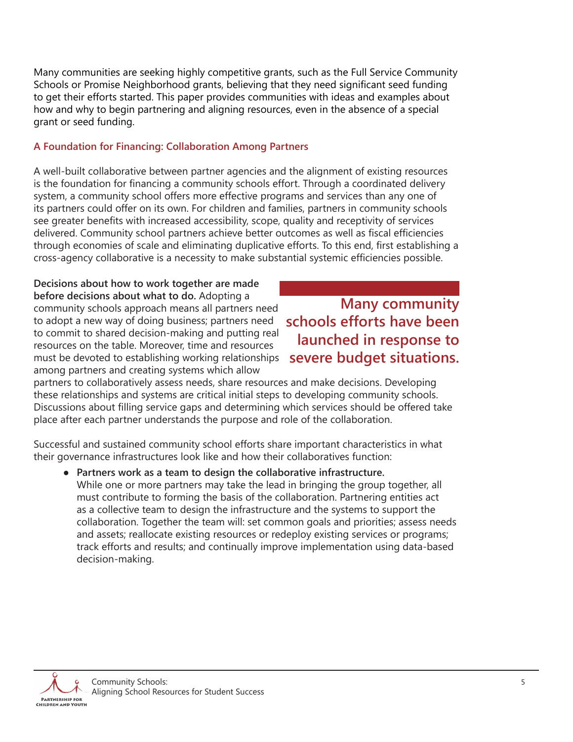Many communities are seeking highly competitive grants, such as the Full Service Community Schools or Promise Neighborhood grants, believing that they need significant seed funding to get their efforts started. This paper provides communities with ideas and examples about how and why to begin partnering and aligning resources, even in the absence of a special grant or seed funding.

## A Foundation for Financing: Collaboration Among Partners

A well-built collaborative between partner agencies and the alignment of existing resources is the foundation for financing a community schools effort. Through a coordinated delivery system, a community school offers more effective programs and services than any one of its partners could offer on its own. For children and families, partners in community schools see greater benefits with increased accessibility, scope, quality and receptivity of services delivered. Community school partners achieve better outcomes as well as fiscal efficiencies through economies of scale and eliminating duplicative efforts. To this end, first establishing a cross-agency collaborative is a necessity to make substantial systemic efficiencies possible.

> **Many community schools efforts have been launched in response to severe budget situations.**

**Decisions about how to work together are made before decisions about what to do.** Adopting a community schools approach means all partners need to adopt a new way of doing business; partners need to commit to shared decision-making and putting real resources on the table. Moreover, time and resources must be devoted to establishing working relationships among partners and creating systems which allow partners to collaboratively assess needs, share resources and make decisions. Developing these relationships and systems are critical initial steps to developing community schools. Discussions about filling service gaps and determining which services should be offered take place after each partner understands the purpose and role of the collaboration.

Successful and sustained community school efforts share important characteristics in what their governance infrastructures look like and how their collaboratives function:

- **Partners work as a team to design the collaborative infrastructure.** While one or more partners may take the lead in bringing the group together, all must contribute to forming the basis of the collaboration. Partnering entities act as a collective team to design the infrastructure and the systems to support the collaboration. Together the team will: set common goals and priorities; assess needs and assets; reallocate existing resources or redeploy existing services or programs; track efforts and results; and continually improve implementation using data-based decision-making.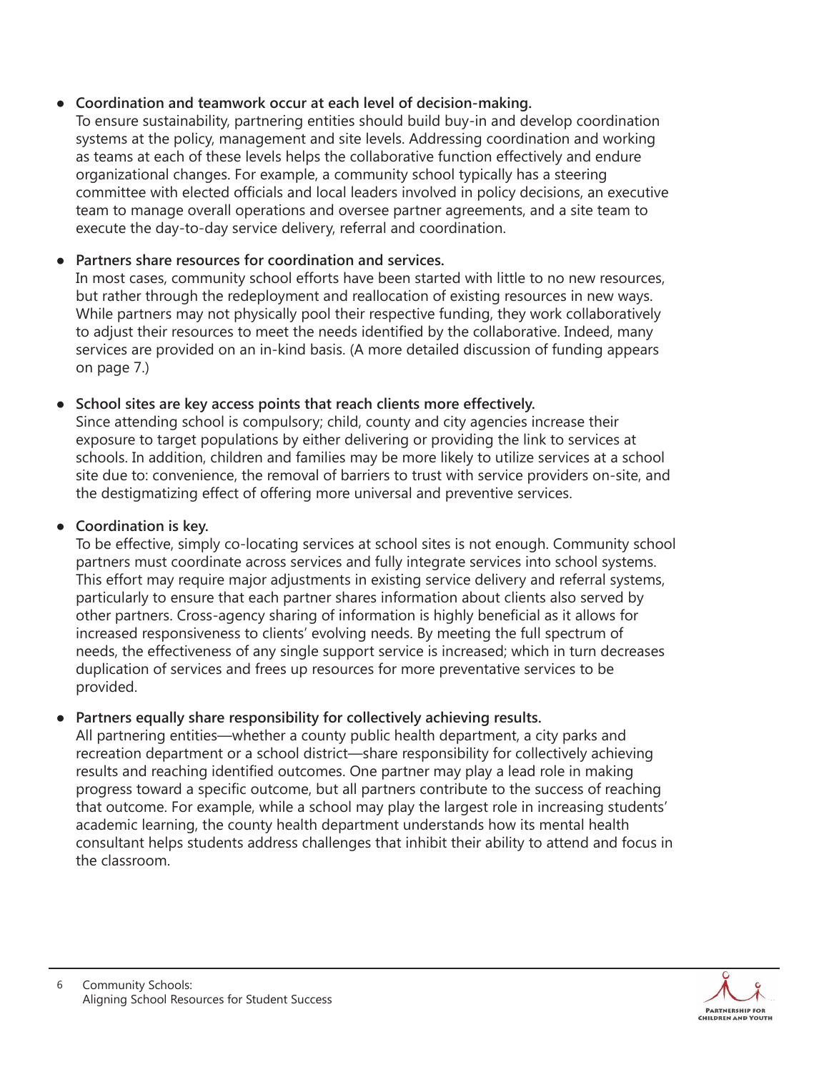- **Coordination and teamwork occur at each level of decision-making.**
  To ensure sustainability, partnering entities should build buy-in and develop coordination systems at the policy, management and site levels. Addressing coordination and working as teams at each of these levels helps the collaborative function effectively and endure organizational changes. For example, a community school typically has a steering committee with elected officials and local leaders involved in policy decisions, an executive team to manage overall operations and oversee partner agreements, and a site team to execute the day-to-day service delivery, referral and coordination.

- **Partners share resources for coordination and services.**
  In most cases, community school efforts have been started with little to no new resources, but rather through the redeployment and reallocation of existing resources in new ways. While partners may not physically pool their respective funding, they work collaboratively to adjust their resources to meet the needs identified by the collaborative. Indeed, many services are provided on an in-kind basis. (A more detailed discussion of funding appears on page 7.)

- **School sites are key access points that reach clients more effectively.**
  Since attending school is compulsory; child, county and city agencies increase their exposure to target populations by either delivering or providing the link to services at schools. In addition, children and families may be more likely to utilize services at a school site due to: convenience, the removal of barriers to trust with service providers on-site, and the destigmatizing effect of offering more universal and preventive services.

- **Coordination is key.**
  To be effective, simply co-locating services at school sites is not enough. Community school partners must coordinate across services and fully integrate services into school systems. This effort may require major adjustments in existing service delivery and referral systems, particularly to ensure that each partner shares information about clients also served by other partners. Cross-agency sharing of information is highly beneficial as it allows for increased responsiveness to clients' evolving needs. By meeting the full spectrum of needs, the effectiveness of any single support service is increased; which in turn decreases duplication of services and frees up resources for more preventative services to be provided.

- **Partners equally share responsibility for collectively achieving results.**
  All partnering entities—whether a county public health department, a city parks and recreation department or a school district—share responsibility for collectively achieving results and reaching identified outcomes. One partner may play a lead role in making progress toward a specific outcome, but all partners contribute to the success of reaching that outcome. For example, while a school may play the largest role in increasing students' academic learning, the county health department understands how its mental health consultant helps students address challenges that inhibit their ability to attend and focus in the classroom.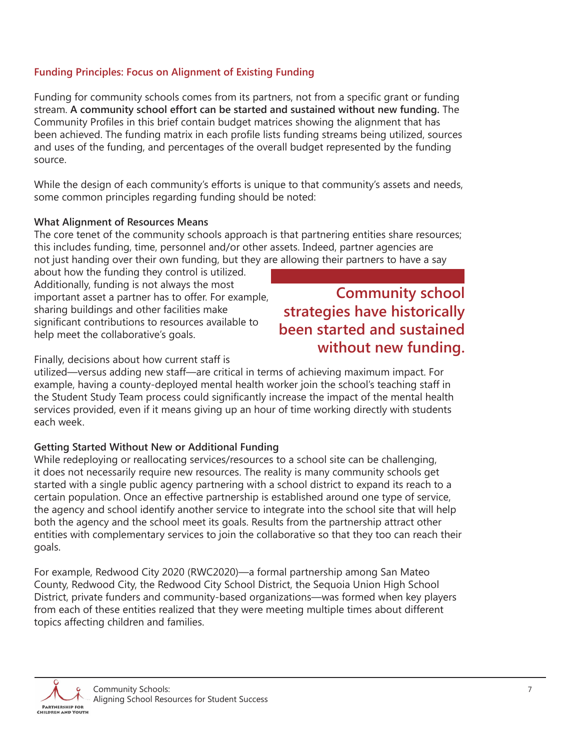## Funding Principles: Focus on Alignment of Existing Funding

Funding for community schools comes from its partners, not from a specific grant or funding stream. **A community school effort can be started and sustained without new funding.** The Community Profiles in this brief contain budget matrices showing the alignment that has been achieved. The funding matrix in each profile lists funding streams being utilized, sources and uses of the funding, and percentages of the overall budget represented by the funding source.

While the design of each community's efforts is unique to that community's assets and needs, some common principles regarding funding should be noted:

### What Alignment of Resources Means

The core tenet of the community schools approach is that partnering entities share resources; this includes funding, time, personnel and/or other assets. Indeed, partner agencies are not just handing over their own funding, but they are allowing their partners to have a say about how the funding they control is utilized. Additionally, funding is not always the most important asset a partner has to offer. For example, sharing buildings and other facilities make significant contributions to resources available to help meet the collaborative's goals.

> **Community school strategies have historically been started and sustained without new funding.**

Finally, decisions about how current staff is utilized—versus adding new staff—are critical in terms of achieving maximum impact. For example, having a county-deployed mental health worker join the school's teaching staff in the Student Study Team process could significantly increase the impact of the mental health services provided, even if it means giving up an hour of time working directly with students each week.

### Getting Started Without New or Additional Funding

While redeploying or reallocating services/resources to a school site can be challenging, it does not necessarily require new resources. The reality is many community schools get started with a single public agency partnering with a school district to expand its reach to a certain population. Once an effective partnership is established around one type of service, the agency and school identify another service to integrate into the school site that will help both the agency and the school meet its goals. Results from the partnership attract other entities with complementary services to join the collaborative so that they too can reach their goals.

For example, Redwood City 2020 (RWC2020)—a formal partnership among San Mateo County, Redwood City, the Redwood City School District, the Sequoia Union High School District, private funders and community-based organizations—was formed when key players from each of these entities realized that they were meeting multiple times about different topics affecting children and families.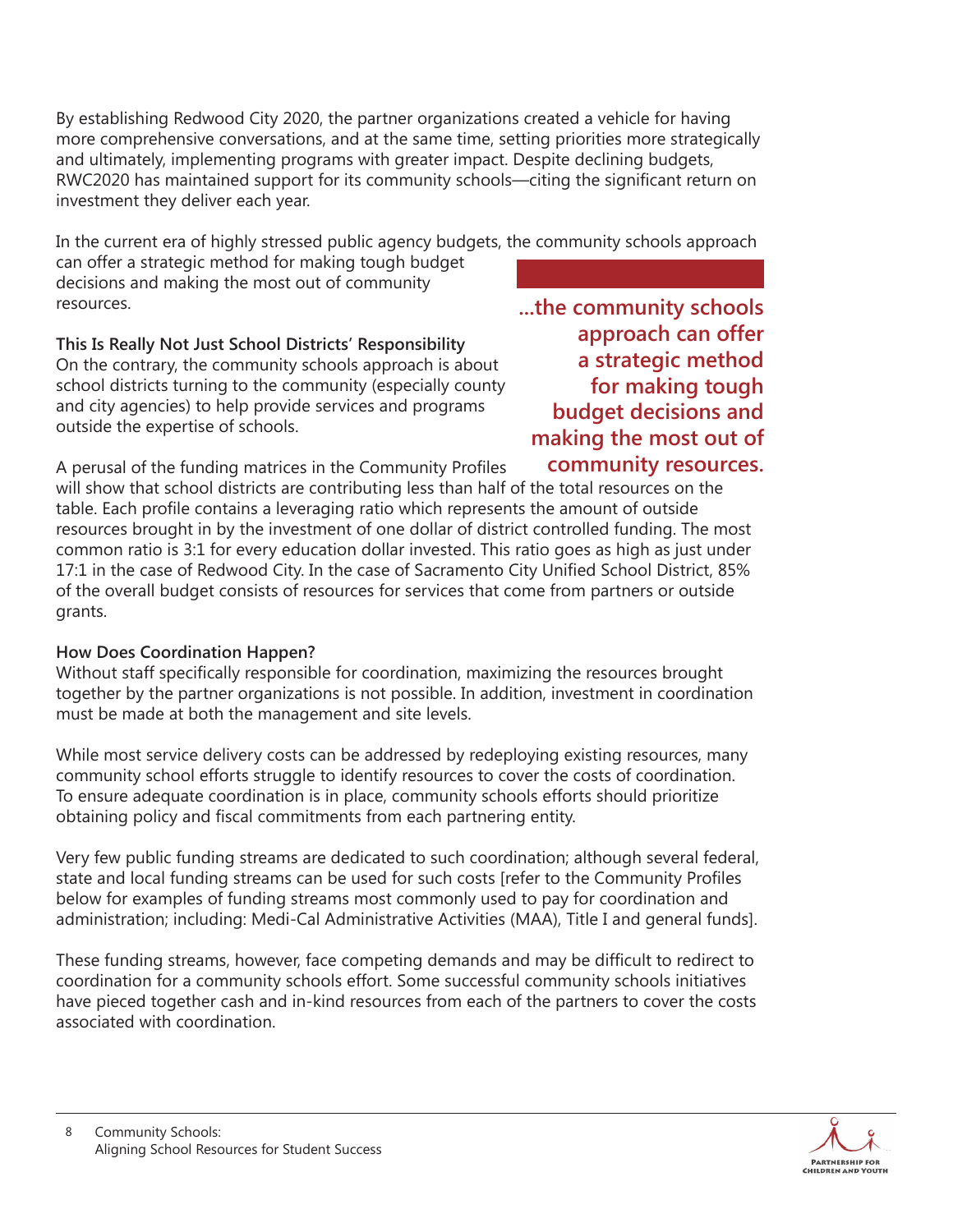By establishing Redwood City 2020, the partner organizations created a vehicle for having more comprehensive conversations, and at the same time, setting priorities more strategically and ultimately, implementing programs with greater impact. Despite declining budgets, RWC2020 has maintained support for its community schools—citing the significant return on investment they deliver each year.

In the current era of highly stressed public agency budgets, the community schools approach can offer a strategic method for making tough budget decisions and making the most out of community resources.

> **...the community schools approach can offer a strategic method for making tough budget decisions and making the most out of community resources.**

**This Is Really Not Just School Districts' Responsibility**
On the contrary, the community schools approach is about school districts turning to the community (especially county and city agencies) to help provide services and programs outside the expertise of schools.

A perusal of the funding matrices in the Community Profiles will show that school districts are contributing less than half of the total resources on the table. Each profile contains a leveraging ratio which represents the amount of outside resources brought in by the investment of one dollar of district controlled funding. The most common ratio is 3:1 for every education dollar invested. This ratio goes as high as just under 17:1 in the case of Redwood City. In the case of Sacramento City Unified School District, 85% of the overall budget consists of resources for services that come from partners or outside grants.

**How Does Coordination Happen?**
Without staff specifically responsible for coordination, maximizing the resources brought together by the partner organizations is not possible. In addition, investment in coordination must be made at both the management and site levels.

While most service delivery costs can be addressed by redeploying existing resources, many community school efforts struggle to identify resources to cover the costs of coordination. To ensure adequate coordination is in place, community schools efforts should prioritize obtaining policy and fiscal commitments from each partnering entity.

Very few public funding streams are dedicated to such coordination; although several federal, state and local funding streams can be used for such costs [refer to the Community Profiles below for examples of funding streams most commonly used to pay for coordination and administration; including: Medi-Cal Administrative Activities (MAA), Title I and general funds].

These funding streams, however, face competing demands and may be difficult to redirect to coordination for a community schools effort. Some successful community schools initiatives have pieced together cash and in-kind resources from each of the partners to cover the costs associated with coordination.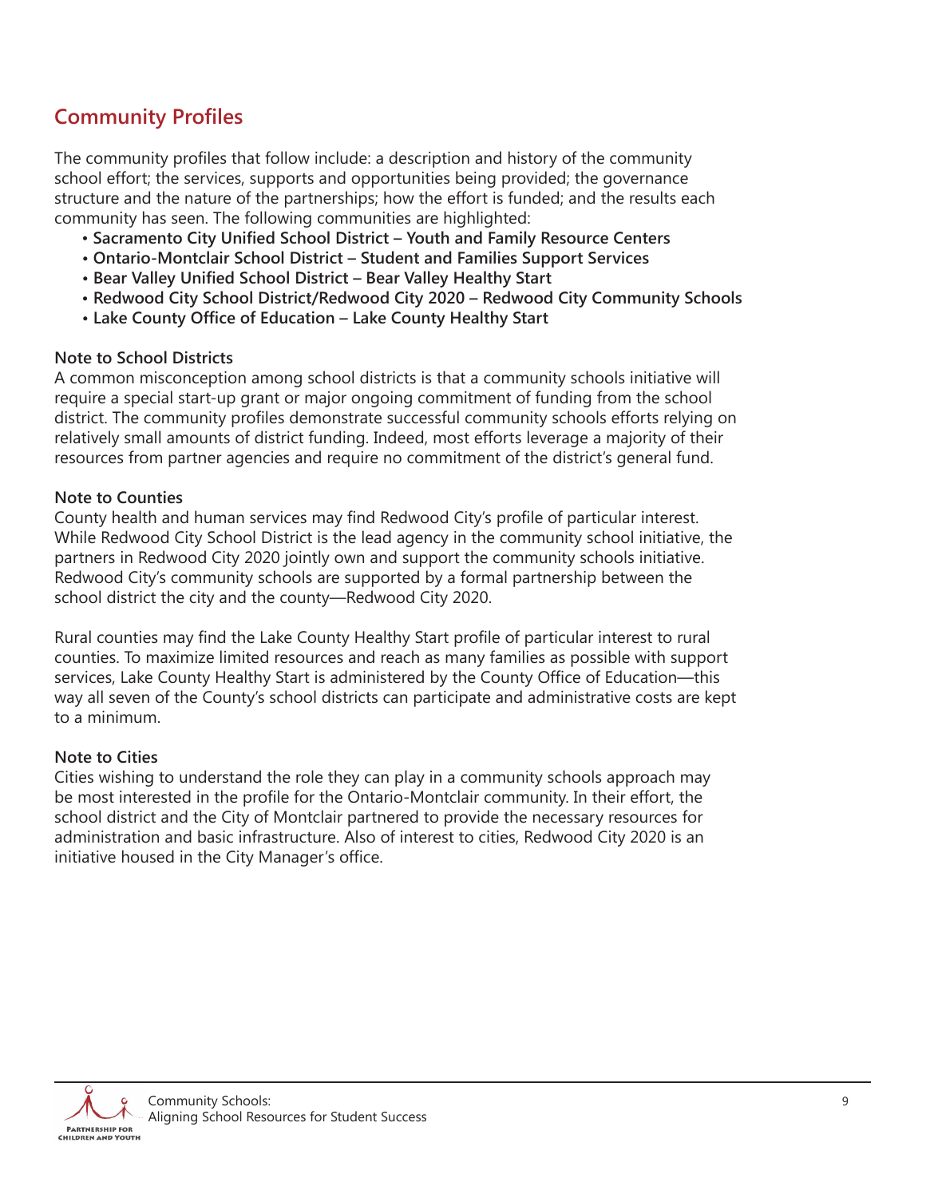## Community Profiles

The community profiles that follow include: a description and history of the community school effort; the services, supports and opportunities being provided; the governance structure and the nature of the partnerships; how the effort is funded; and the results each community has seen. The following communities are highlighted:

- **Sacramento City Unified School District – Youth and Family Resource Centers**
- **Ontario-Montclair School District – Student and Families Support Services**
- **Bear Valley Unified School District – Bear Valley Healthy Start**
- **Redwood City School District/Redwood City 2020 – Redwood City Community Schools**
- **Lake County Office of Education – Lake County Healthy Start**

### Note to School Districts

A common misconception among school districts is that a community schools initiative will require a special start-up grant or major ongoing commitment of funding from the school district. The community profiles demonstrate successful community schools efforts relying on relatively small amounts of district funding. Indeed, most efforts leverage a majority of their resources from partner agencies and require no commitment of the district's general fund.

### Note to Counties

County health and human services may find Redwood City's profile of particular interest. While Redwood City School District is the lead agency in the community school initiative, the partners in Redwood City 2020 jointly own and support the community schools initiative. Redwood City's community schools are supported by a formal partnership between the school district the city and the county—Redwood City 2020.

Rural counties may find the Lake County Healthy Start profile of particular interest to rural counties. To maximize limited resources and reach as many families as possible with support services, Lake County Healthy Start is administered by the County Office of Education—this way all seven of the County's school districts can participate and administrative costs are kept to a minimum.

### Note to Cities

Cities wishing to understand the role they can play in a community schools approach may be most interested in the profile for the Ontario-Montclair community. In their effort, the school district and the City of Montclair partnered to provide the necessary resources for administration and basic infrastructure. Also of interest to cities, Redwood City 2020 is an initiative housed in the City Manager's office.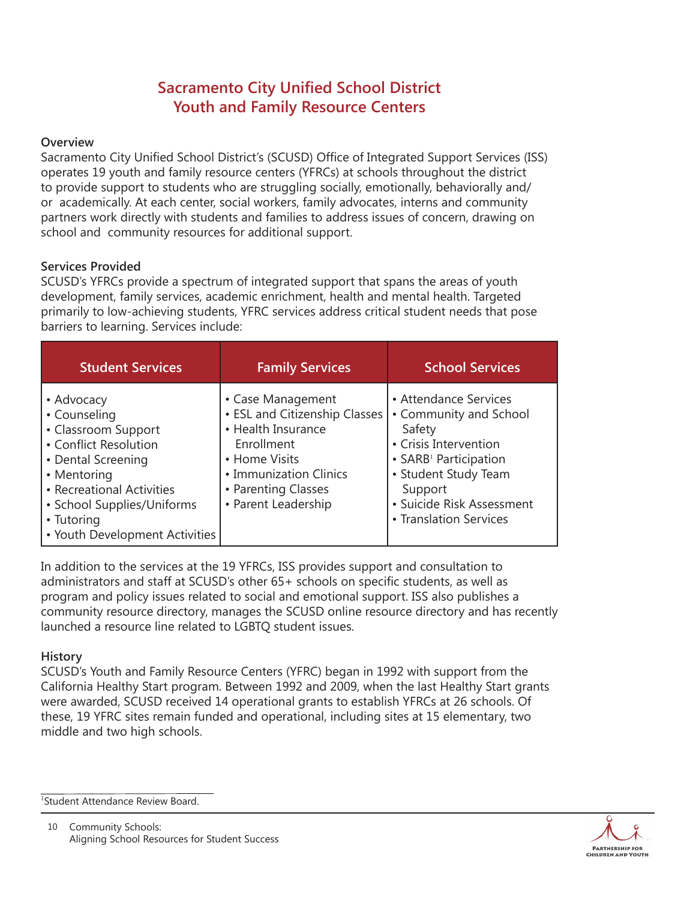# Sacramento City Unified School District
# Youth and Family Resource Centers

**Overview**

Sacramento City Unified School District's (SCUSD) Office of Integrated Support Services (ISS) operates 19 youth and family resource centers (YFRCs) at schools throughout the district to provide support to students who are struggling socially, emotionally, behaviorally and/or academically. At each center, social workers, family advocates, interns and community partners work directly with students and families to address issues of concern, drawing on school and community resources for additional support.

**Services Provided**

SCUSD's YFRCs provide a spectrum of integrated support that spans the areas of youth development, family services, academic enrichment, health and mental health. Targeted primarily to low-achieving students, YFRC services address critical student needs that pose barriers to learning. Services include:

| Student Services | Family Services | School Services |
|---|---|---|
| • Advocacy<br>• Counseling<br>• Classroom Support<br>• Conflict Resolution<br>• Dental Screening<br>• Mentoring<br>• Recreational Activities<br>• School Supplies/Uniforms<br>• Tutoring<br>• Youth Development Activities | • Case Management<br>• ESL and Citizenship Classes<br>• Health Insurance Enrollment<br>• Home Visits<br>• Immunization Clinics<br>• Parenting Classes<br>• Parent Leadership | • Attendance Services<br>• Community and School Safety<br>• Crisis Intervention<br>• SARB[1] Participation<br>• Student Study Team Support<br>• Suicide Risk Assessment<br>• Translation Services |

In addition to the services at the 19 YFRCs, ISS provides support and consultation to administrators and staff at SCUSD's other 65+ schools on specific students, as well as program and policy issues related to social and emotional support. ISS also publishes a community resource directory, manages the SCUSD online resource directory and has recently launched a resource line related to LGBTQ student issues.

**History**

SCUSD's Youth and Family Resource Centers (YFRC) began in 1992 with support from the California Healthy Start program. Between 1992 and 2009, when the last Healthy Start grants were awarded, SCUSD received 14 operational grants to establish YFRCs at 26 schools. Of these, 19 YFRC sites remain funded and operational, including sites at 15 elementary, two middle and two high schools.

[1]Student Attendance Review Board.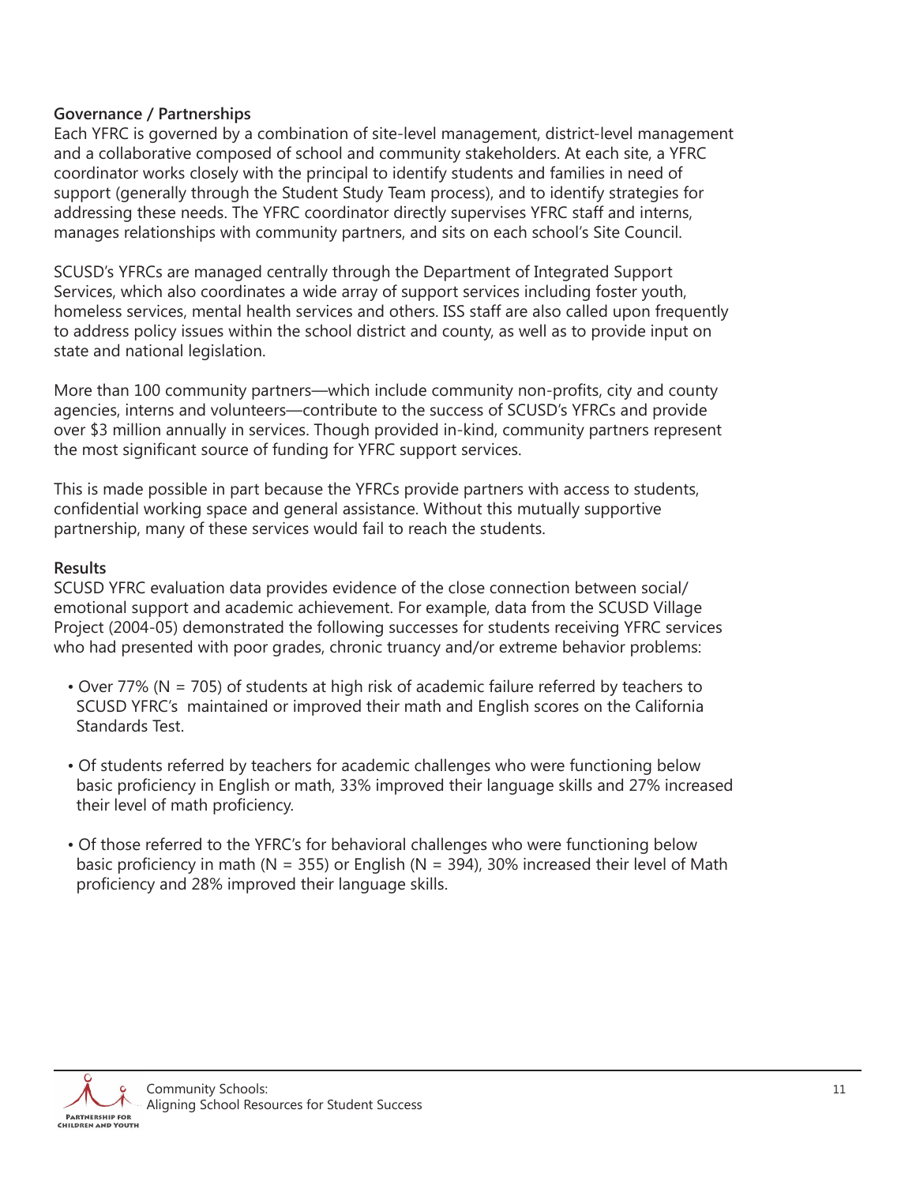**Governance / Partnerships**

Each YFRC is governed by a combination of site-level management, district-level management and a collaborative composed of school and community stakeholders. At each site, a YFRC coordinator works closely with the principal to identify students and families in need of support (generally through the Student Study Team process), and to identify strategies for addressing these needs. The YFRC coordinator directly supervises YFRC staff and interns, manages relationships with community partners, and sits on each school's Site Council.

SCUSD's YFRCs are managed centrally through the Department of Integrated Support Services, which also coordinates a wide array of support services including foster youth, homeless services, mental health services and others. ISS staff are also called upon frequently to address policy issues within the school district and county, as well as to provide input on state and national legislation.

More than 100 community partners—which include community non-profits, city and county agencies, interns and volunteers—contribute to the success of SCUSD's YFRCs and provide over $3 million annually in services. Though provided in-kind, community partners represent the most significant source of funding for YFRC support services.

This is made possible in part because the YFRCs provide partners with access to students, confidential working space and general assistance. Without this mutually supportive partnership, many of these services would fail to reach the students.

**Results**

SCUSD YFRC evaluation data provides evidence of the close connection between social/emotional support and academic achievement. For example, data from the SCUSD Village Project (2004-05) demonstrated the following successes for students receiving YFRC services who had presented with poor grades, chronic truancy and/or extreme behavior problems:

- Over 77% (N = 705) of students at high risk of academic failure referred by teachers to SCUSD YFRC's maintained or improved their math and English scores on the California Standards Test.
- Of students referred by teachers for academic challenges who were functioning below basic proficiency in English or math, 33% improved their language skills and 27% increased their level of math proficiency.
- Of those referred to the YFRC's for behavioral challenges who were functioning below basic proficiency in math (N = 355) or English (N = 394), 30% increased their level of Math proficiency and 28% improved their language skills.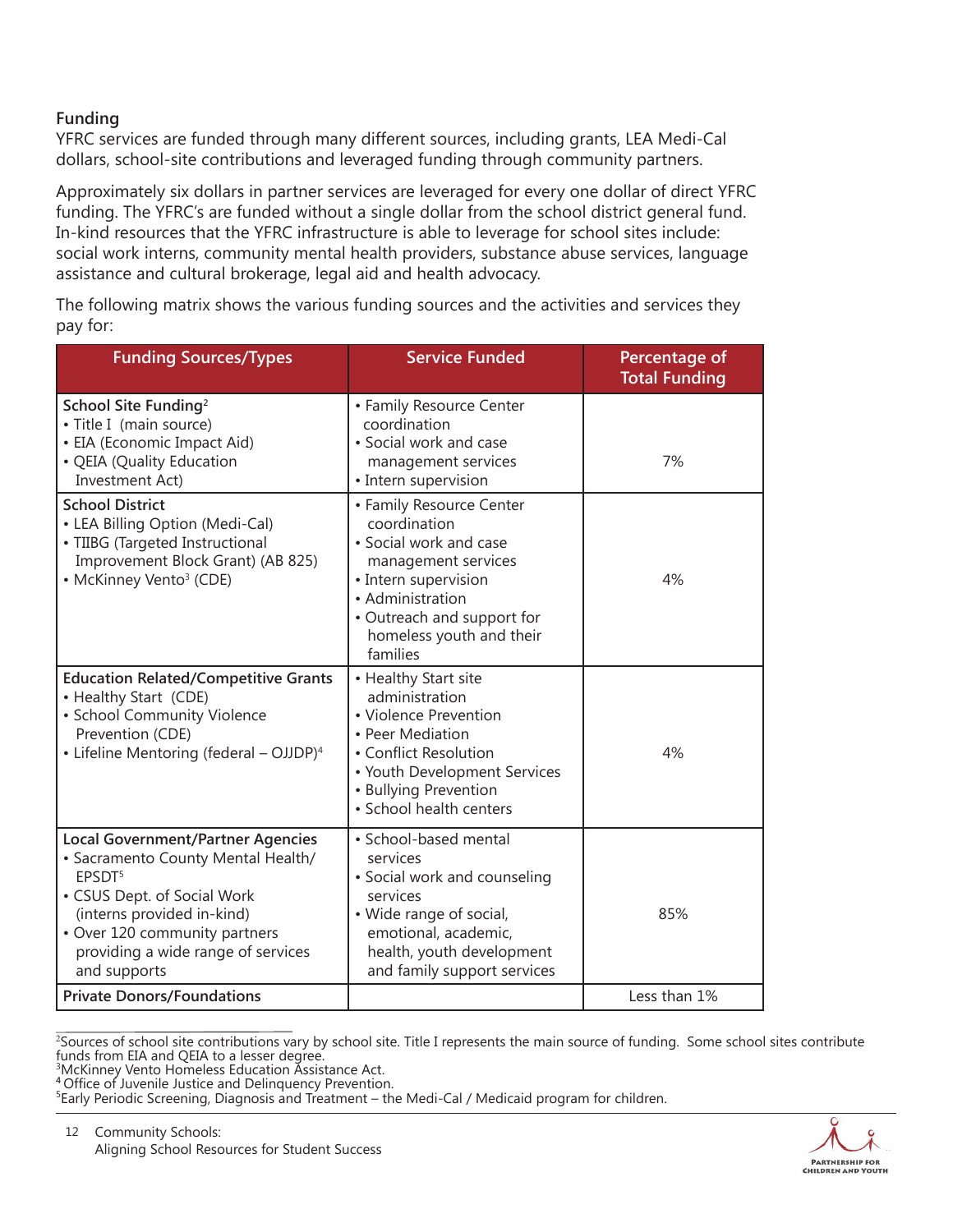### Funding

YFRC services are funded through many different sources, including grants, LEA Medi-Cal dollars, school-site contributions and leveraged funding through community partners.

Approximately six dollars in partner services are leveraged for every one dollar of direct YFRC funding. The YFRC's are funded without a single dollar from the school district general fund. In-kind resources that the YFRC infrastructure is able to leverage for school sites include: social work interns, community mental health providers, substance abuse services, language assistance and cultural brokerage, legal aid and health advocacy.

The following matrix shows the various funding sources and the activities and services they pay for:

| Funding Sources/Types | Service Funded | Percentage of Total Funding |
|---|---|---|
| **School Site Funding**[2]<br>• Title I (main source)<br>• EIA (Economic Impact Aid)<br>• QEIA (Quality Education Investment Act) | • Family Resource Center coordination<br>• Social work and case management services<br>• Intern supervision | 7% |
| **School District**<br>• LEA Billing Option (Medi-Cal)<br>• TIIBG (Targeted Instructional Improvement Block Grant) (AB 825)<br>• McKinney Vento[3] (CDE) | • Family Resource Center coordination<br>• Social work and case management services<br>• Intern supervision<br>• Administration<br>• Outreach and support for homeless youth and their families | 4% |
| **Education Related/Competitive Grants**<br>• Healthy Start (CDE)<br>• School Community Violence Prevention (CDE)<br>• Lifeline Mentoring (federal – OJJDP)[4] | • Healthy Start site administration<br>• Violence Prevention<br>• Peer Mediation<br>• Conflict Resolution<br>• Youth Development Services<br>• Bullying Prevention<br>• School health centers | 4% |
| **Local Government/Partner Agencies**<br>• Sacramento County Mental Health/ EPSDT[5]<br>• CSUS Dept. of Social Work (interns provided in-kind)<br>• Over 120 community partners providing a wide range of services and supports | • School-based mental services<br>• Social work and counseling services<br>• Wide range of social, emotional, academic, health, youth development and family support services | 85% |
| **Private Donors/Foundations** | | Less than 1% |

[2]Sources of school site contributions vary by school site. Title I represents the main source of funding. Some school sites contribute funds from EIA and QEIA to a lesser degree.
[3]McKinney Vento Homeless Education Assistance Act.
[4]Office of Juvenile Justice and Delinquency Prevention.
[5]Early Periodic Screening, Diagnosis and Treatment – the Medi-Cal / Medicaid program for children.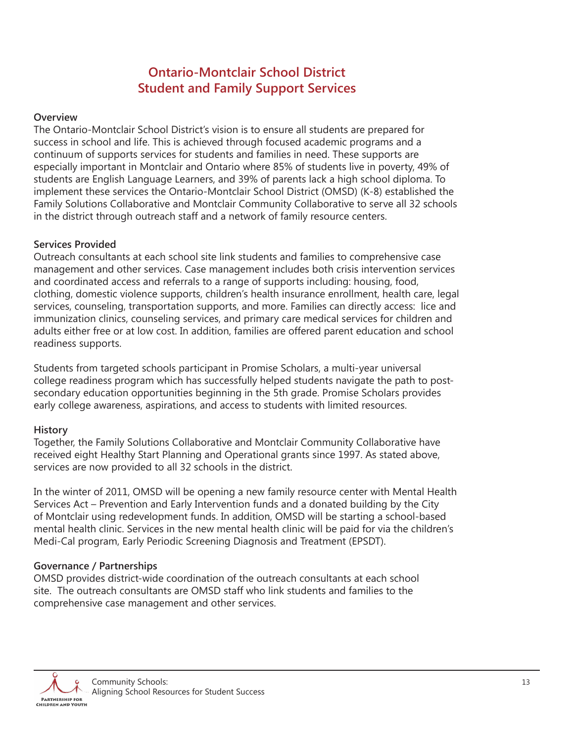# Ontario-Montclair School District
# Student and Family Support Services

**Overview**

The Ontario-Montclair School District's vision is to ensure all students are prepared for success in school and life. This is achieved through focused academic programs and a continuum of supports services for students and families in need. These supports are especially important in Montclair and Ontario where 85% of students live in poverty, 49% of students are English Language Learners, and 39% of parents lack a high school diploma. To implement these services the Ontario-Montclair School District (OMSD) (K-8) established the Family Solutions Collaborative and Montclair Community Collaborative to serve all 32 schools in the district through outreach staff and a network of family resource centers.

**Services Provided**

Outreach consultants at each school site link students and families to comprehensive case management and other services. Case management includes both crisis intervention services and coordinated access and referrals to a range of supports including: housing, food, clothing, domestic violence supports, children's health insurance enrollment, health care, legal services, counseling, transportation supports, and more. Families can directly access: lice and immunization clinics, counseling services, and primary care medical services for children and adults either free or at low cost. In addition, families are offered parent education and school readiness supports.

Students from targeted schools participant in Promise Scholars, a multi-year universal college readiness program which has successfully helped students navigate the path to post-secondary education opportunities beginning in the 5th grade. Promise Scholars provides early college awareness, aspirations, and access to students with limited resources.

**History**

Together, the Family Solutions Collaborative and Montclair Community Collaborative have received eight Healthy Start Planning and Operational grants since 1997. As stated above, services are now provided to all 32 schools in the district.

In the winter of 2011, OMSD will be opening a new family resource center with Mental Health Services Act – Prevention and Early Intervention funds and a donated building by the City of Montclair using redevelopment funds. In addition, OMSD will be starting a school-based mental health clinic. Services in the new mental health clinic will be paid for via the children's Medi-Cal program, Early Periodic Screening Diagnosis and Treatment (EPSDT).

**Governance / Partnerships**

OMSD provides district-wide coordination of the outreach consultants at each school site. The outreach consultants are OMSD staff who link students and families to the comprehensive case management and other services.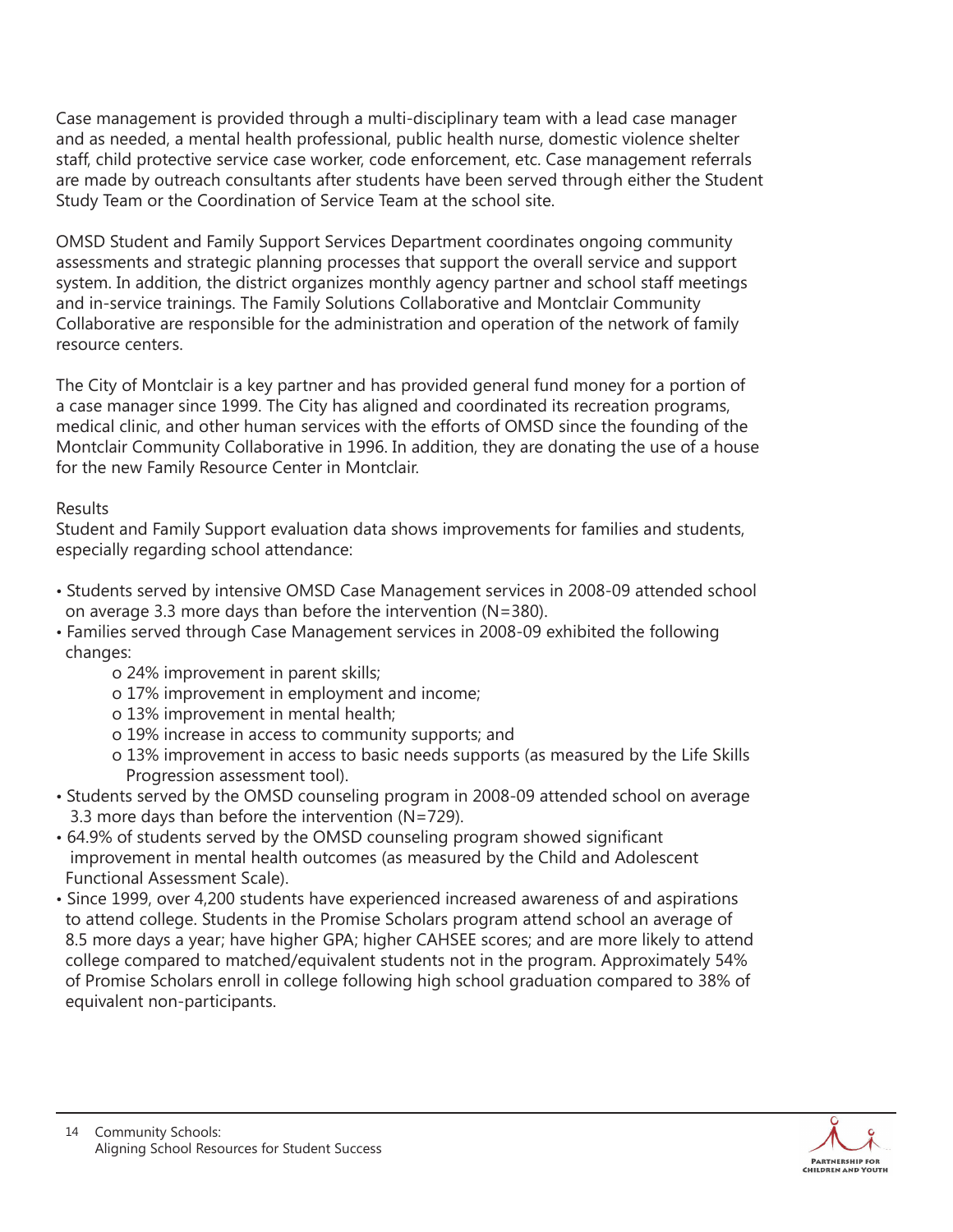Case management is provided through a multi-disciplinary team with a lead case manager and as needed, a mental health professional, public health nurse, domestic violence shelter staff, child protective service case worker, code enforcement, etc. Case management referrals are made by outreach consultants after students have been served through either the Student Study Team or the Coordination of Service Team at the school site.

OMSD Student and Family Support Services Department coordinates ongoing community assessments and strategic planning processes that support the overall service and support system. In addition, the district organizes monthly agency partner and school staff meetings and in-service trainings. The Family Solutions Collaborative and Montclair Community Collaborative are responsible for the administration and operation of the network of family resource centers.

The City of Montclair is a key partner and has provided general fund money for a portion of a case manager since 1999. The City has aligned and coordinated its recreation programs, medical clinic, and other human services with the efforts of OMSD since the founding of the Montclair Community Collaborative in 1996. In addition, they are donating the use of a house for the new Family Resource Center in Montclair.

Results

Student and Family Support evaluation data shows improvements for families and students, especially regarding school attendance:

- Students served by intensive OMSD Case Management services in 2008-09 attended school on average 3.3 more days than before the intervention (N=380).
- Families served through Case Management services in 2008-09 exhibited the following changes:
  - 24% improvement in parent skills;
  - 17% improvement in employment and income;
  - 13% improvement in mental health;
  - 19% increase in access to community supports; and
  - 13% improvement in access to basic needs supports (as measured by the Life Skills Progression assessment tool).
- Students served by the OMSD counseling program in 2008-09 attended school on average 3.3 more days than before the intervention (N=729).
- 64.9% of students served by the OMSD counseling program showed significant improvement in mental health outcomes (as measured by the Child and Adolescent Functional Assessment Scale).
- Since 1999, over 4,200 students have experienced increased awareness of and aspirations to attend college. Students in the Promise Scholars program attend school an average of 8.5 more days a year; have higher GPA; higher CAHSEE scores; and are more likely to attend college compared to matched/equivalent students not in the program. Approximately 54% of Promise Scholars enroll in college following high school graduation compared to 38% of equivalent non-participants.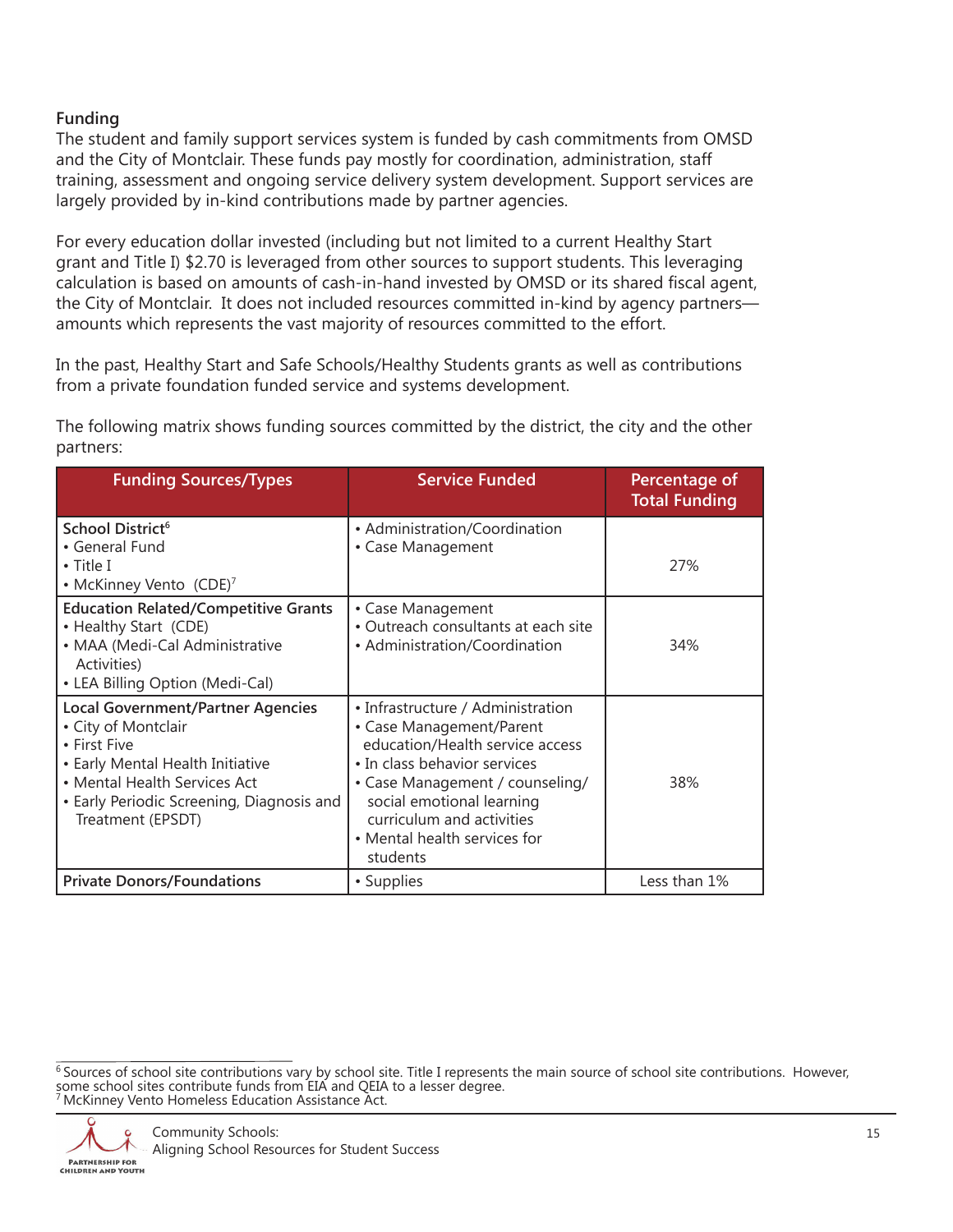## Funding

The student and family support services system is funded by cash commitments from OMSD and the City of Montclair. These funds pay mostly for coordination, administration, staff training, assessment and ongoing service delivery system development. Support services are largely provided by in-kind contributions made by partner agencies.

For every education dollar invested (including but not limited to a current Healthy Start grant and Title I) $2.70 is leveraged from other sources to support students. This leveraging calculation is based on amounts of cash-in-hand invested by OMSD or its shared fiscal agent, the City of Montclair. It does not included resources committed in-kind by agency partners—amounts which represents the vast majority of resources committed to the effort.

In the past, Healthy Start and Safe Schools/Healthy Students grants as well as contributions from a private foundation funded service and systems development.

The following matrix shows funding sources committed by the district, the city and the other partners:

| Funding Sources/Types | Service Funded | Percentage of Total Funding |
|---|---|---|
| **School District**[6]<br>• General Fund<br>• Title I<br>• McKinney Vento (CDE)[7] | • Administration/Coordination<br>• Case Management | 27% |
| **Education Related/Competitive Grants**<br>• Healthy Start (CDE)<br>• MAA (Medi-Cal Administrative Activities)<br>• LEA Billing Option (Medi-Cal) | • Case Management<br>• Outreach consultants at each site<br>• Administration/Coordination | 34% |
| **Local Government/Partner Agencies**<br>• City of Montclair<br>• First Five<br>• Early Mental Health Initiative<br>• Mental Health Services Act<br>• Early Periodic Screening, Diagnosis and Treatment (EPSDT) | • Infrastructure / Administration<br>• Case Management/Parent education/Health service access<br>• In class behavior services<br>• Case Management / counseling/ social emotional learning curriculum and activities<br>• Mental health services for students | 38% |
| **Private Donors/Foundations** | • Supplies | Less than 1% |

[6] Sources of school site contributions vary by school site. Title I represents the main source of school site contributions. However, some school sites contribute funds from EIA and QEIA to a lesser degree.

[7] McKinney Vento Homeless Education Assistance Act.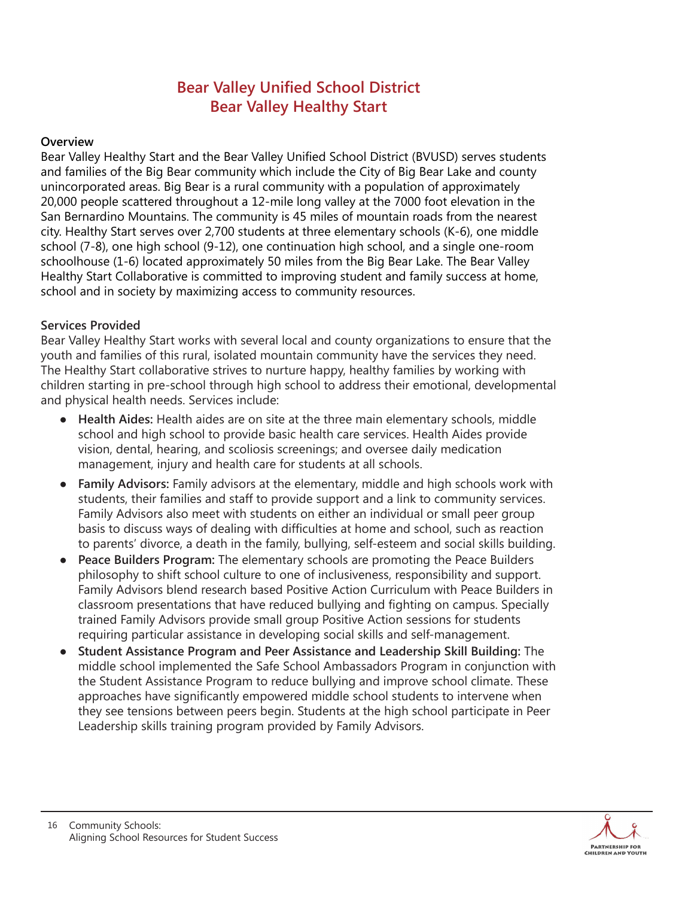# Bear Valley Unified School District
# Bear Valley Healthy Start

**Overview**

Bear Valley Healthy Start and the Bear Valley Unified School District (BVUSD) serves students and families of the Big Bear community which include the City of Big Bear Lake and county unincorporated areas. Big Bear is a rural community with a population of approximately 20,000 people scattered throughout a 12-mile long valley at the 7000 foot elevation in the San Bernardino Mountains. The community is 45 miles of mountain roads from the nearest city. Healthy Start serves over 2,700 students at three elementary schools (K-6), one middle school (7-8), one high school (9-12), one continuation high school, and a single one-room schoolhouse (1-6) located approximately 50 miles from the Big Bear Lake. The Bear Valley Healthy Start Collaborative is committed to improving student and family success at home, school and in society by maximizing access to community resources.

**Services Provided**

Bear Valley Healthy Start works with several local and county organizations to ensure that the youth and families of this rural, isolated mountain community have the services they need. The Healthy Start collaborative strives to nurture happy, healthy families by working with children starting in pre-school through high school to address their emotional, developmental and physical health needs. Services include:

- **Health Aides:** Health aides are on site at the three main elementary schools, middle school and high school to provide basic health care services. Health Aides provide vision, dental, hearing, and scoliosis screenings; and oversee daily medication management, injury and health care for students at all schools.
- **Family Advisors:** Family advisors at the elementary, middle and high schools work with students, their families and staff to provide support and a link to community services. Family Advisors also meet with students on either an individual or small peer group basis to discuss ways of dealing with difficulties at home and school, such as reaction to parents' divorce, a death in the family, bullying, self-esteem and social skills building.
- **Peace Builders Program:** The elementary schools are promoting the Peace Builders philosophy to shift school culture to one of inclusiveness, responsibility and support. Family Advisors blend research based Positive Action Curriculum with Peace Builders in classroom presentations that have reduced bullying and fighting on campus. Specially trained Family Advisors provide small group Positive Action sessions for students requiring particular assistance in developing social skills and self-management.
- **Student Assistance Program and Peer Assistance and Leadership Skill Building:** The middle school implemented the Safe School Ambassadors Program in conjunction with the Student Assistance Program to reduce bullying and improve school climate. These approaches have significantly empowered middle school students to intervene when they see tensions between peers begin. Students at the high school participate in Peer Leadership skills training program provided by Family Advisors.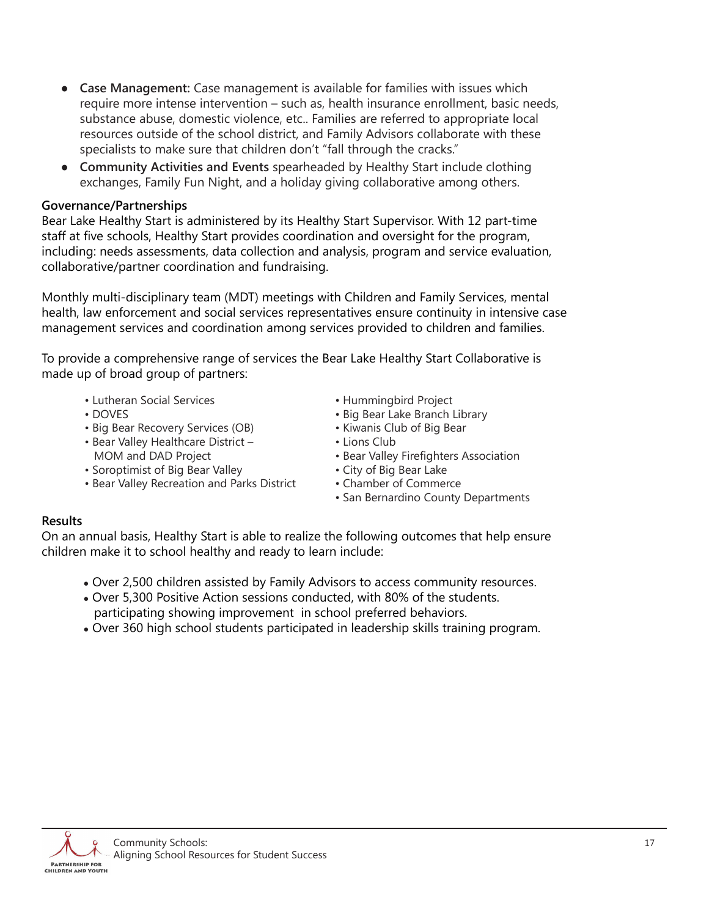- **Case Management:** Case management is available for families with issues which require more intense intervention – such as, health insurance enrollment, basic needs, substance abuse, domestic violence, etc.. Families are referred to appropriate local resources outside of the school district, and Family Advisors collaborate with these specialists to make sure that children don't "fall through the cracks."
- **Community Activities and Events** spearheaded by Healthy Start include clothing exchanges, Family Fun Night, and a holiday giving collaborative among others.

**Governance/Partnerships**

Bear Lake Healthy Start is administered by its Healthy Start Supervisor. With 12 part-time staff at five schools, Healthy Start provides coordination and oversight for the program, including: needs assessments, data collection and analysis, program and service evaluation, collaborative/partner coordination and fundraising.

Monthly multi-disciplinary team (MDT) meetings with Children and Family Services, mental health, law enforcement and social services representatives ensure continuity in intensive case management services and coordination among services provided to children and families.

To provide a comprehensive range of services the Bear Lake Healthy Start Collaborative is made up of broad group of partners:

- Lutheran Social Services
- DOVES
- Big Bear Recovery Services (OB)
- Bear Valley Healthcare District – MOM and DAD Project
- Soroptimist of Big Bear Valley
- Bear Valley Recreation and Parks District
- Hummingbird Project
- Big Bear Lake Branch Library
- Kiwanis Club of Big Bear
- Lions Club
- Bear Valley Firefighters Association
- City of Big Bear Lake
- Chamber of Commerce
- San Bernardino County Departments

**Results**

On an annual basis, Healthy Start is able to realize the following outcomes that help ensure children make it to school healthy and ready to learn include:

- Over 2,500 children assisted by Family Advisors to access community resources.
- Over 5,300 Positive Action sessions conducted, with 80% of the students. participating showing improvement in school preferred behaviors.
- Over 360 high school students participated in leadership skills training program.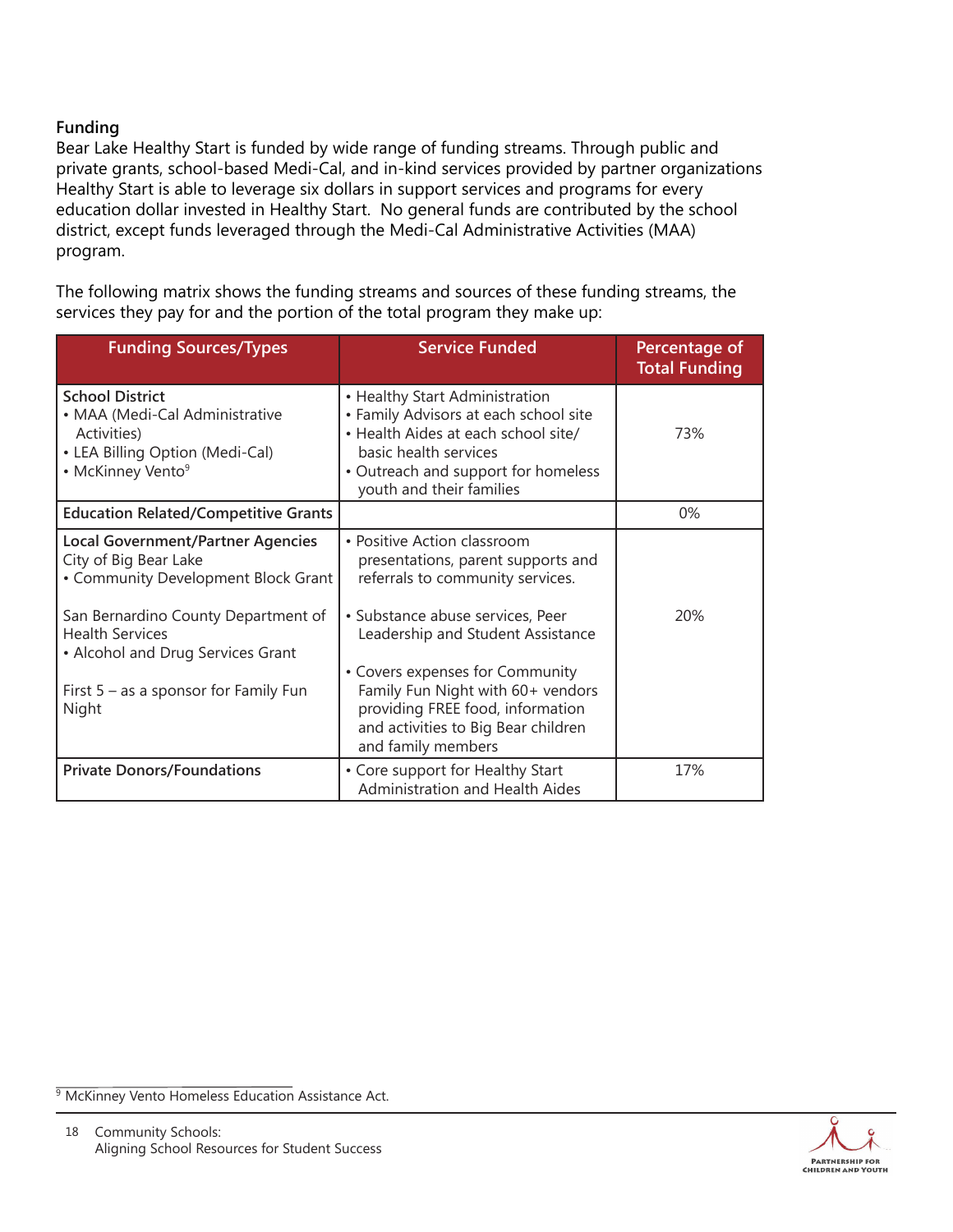**Funding**

Bear Lake Healthy Start is funded by wide range of funding streams. Through public and private grants, school-based Medi-Cal, and in-kind services provided by partner organizations Healthy Start is able to leverage six dollars in support services and programs for every education dollar invested in Healthy Start. No general funds are contributed by the school district, except funds leveraged through the Medi-Cal Administrative Activities (MAA) program.

The following matrix shows the funding streams and sources of these funding streams, the services they pay for and the portion of the total program they make up:

| Funding Sources/Types | Service Funded | Percentage of Total Funding |
|---|---|---|
| **School District**<br>• MAA (Medi-Cal Administrative Activities)<br>• LEA Billing Option (Medi-Cal)<br>• McKinney Vento[9] | • Healthy Start Administration<br>• Family Advisors at each school site<br>• Health Aides at each school site/ basic health services<br>• Outreach and support for homeless youth and their families | 73% |
| **Education Related/Competitive Grants** | | 0% |
| **Local Government/Partner Agencies**<br>City of Big Bear Lake<br>• Community Development Block Grant<br><br>San Bernardino County Department of Health Services<br>• Alcohol and Drug Services Grant<br><br>First 5 – as a sponsor for Family Fun Night | • Positive Action classroom presentations, parent supports and referrals to community services.<br><br>• Substance abuse services, Peer Leadership and Student Assistance<br><br>• Covers expenses for Community Family Fun Night with 60+ vendors providing FREE food, information and activities to Big Bear children and family members | 20% |
| **Private Donors/Foundations** | • Core support for Healthy Start Administration and Health Aides | 17% |

[9] McKinney Vento Homeless Education Assistance Act.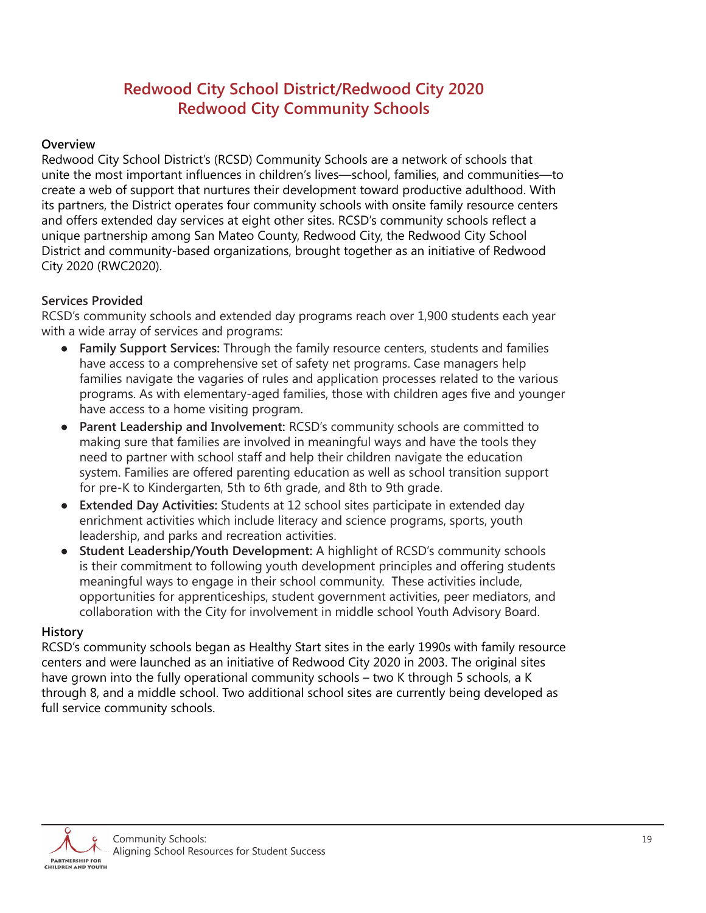# Redwood City School District/Redwood City 2020
# Redwood City Community Schools

**Overview**

Redwood City School District's (RCSD) Community Schools are a network of schools that unite the most important influences in children's lives—school, families, and communities—to create a web of support that nurtures their development toward productive adulthood. With its partners, the District operates four community schools with onsite family resource centers and offers extended day services at eight other sites. RCSD's community schools reflect a unique partnership among San Mateo County, Redwood City, the Redwood City School District and community-based organizations, brought together as an initiative of Redwood City 2020 (RWC2020).

**Services Provided**

RCSD's community schools and extended day programs reach over 1,900 students each year with a wide array of services and programs:

- **Family Support Services:** Through the family resource centers, students and families have access to a comprehensive set of safety net programs. Case managers help families navigate the vagaries of rules and application processes related to the various programs. As with elementary-aged families, those with children ages five and younger have access to a home visiting program.
- **Parent Leadership and Involvement:** RCSD's community schools are committed to making sure that families are involved in meaningful ways and have the tools they need to partner with school staff and help their children navigate the education system. Families are offered parenting education as well as school transition support for pre-K to Kindergarten, 5th to 6th grade, and 8th to 9th grade.
- **Extended Day Activities:** Students at 12 school sites participate in extended day enrichment activities which include literacy and science programs, sports, youth leadership, and parks and recreation activities.
- **Student Leadership/Youth Development:** A highlight of RCSD's community schools is their commitment to following youth development principles and offering students meaningful ways to engage in their school community. These activities include, opportunities for apprenticeships, student government activities, peer mediators, and collaboration with the City for involvement in middle school Youth Advisory Board.

**History**

RCSD's community schools began as Healthy Start sites in the early 1990s with family resource centers and were launched as an initiative of Redwood City 2020 in 2003. The original sites have grown into the fully operational community schools – two K through 5 schools, a K through 8, and a middle school. Two additional school sites are currently being developed as full service community schools.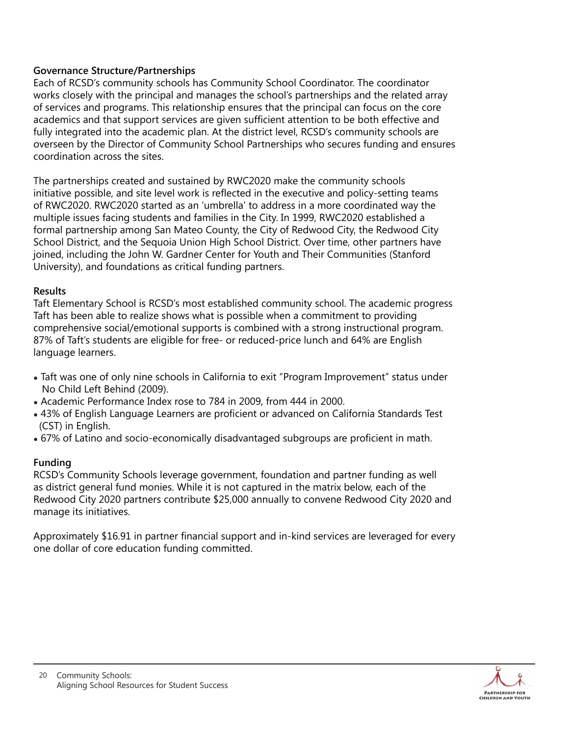### Governance Structure/Partnerships

Each of RCSD's community schools has Community School Coordinator. The coordinator works closely with the principal and manages the school's partnerships and the related array of services and programs. This relationship ensures that the principal can focus on the core academics and that support services are given sufficient attention to be both effective and fully integrated into the academic plan. At the district level, RCSD's community schools are overseen by the Director of Community School Partnerships who secures funding and ensures coordination across the sites.

The partnerships created and sustained by RWC2020 make the community schools initiative possible, and site level work is reflected in the executive and policy-setting teams of RWC2020. RWC2020 started as an 'umbrella' to address in a more coordinated way the multiple issues facing students and families in the City. In 1999, RWC2020 established a formal partnership among San Mateo County, the City of Redwood City, the Redwood City School District, and the Sequoia Union High School District. Over time, other partners have joined, including the John W. Gardner Center for Youth and Their Communities (Stanford University), and foundations as critical funding partners.

### Results

Taft Elementary School is RCSD's most established community school. The academic progress Taft has been able to realize shows what is possible when a commitment to providing comprehensive social/emotional supports is combined with a strong instructional program. 87% of Taft's students are eligible for free- or reduced-price lunch and 64% are English language learners.

- Taft was one of only nine schools in California to exit "Program Improvement" status under No Child Left Behind (2009).
- Academic Performance Index rose to 784 in 2009, from 444 in 2000.
- 43% of English Language Learners are proficient or advanced on California Standards Test (CST) in English.
- 67% of Latino and socio-economically disadvantaged subgroups are proficient in math.

### Funding

RCSD's Community Schools leverage government, foundation and partner funding as well as district general fund monies. While it is not captured in the matrix below, each of the Redwood City 2020 partners contribute $25,000 annually to convene Redwood City 2020 and manage its initiatives.

Approximately $16.91 in partner financial support and in-kind services are leveraged for every one dollar of core education funding committed.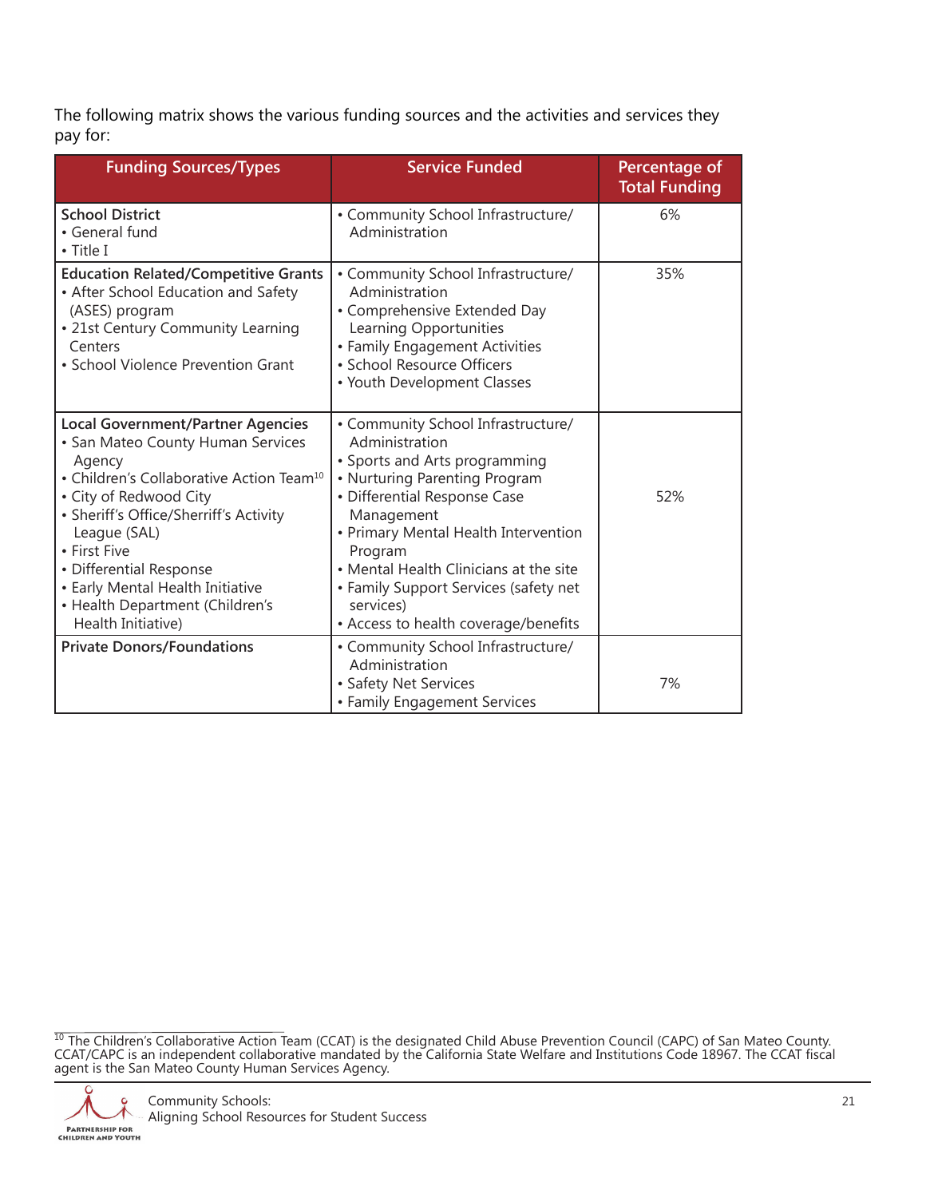The following matrix shows the various funding sources and the activities and services they pay for:

| Funding Sources/Types | Service Funded | Percentage of Total Funding |
|---|---|---|
| **School District**<br>• General fund<br>• Title I | • Community School Infrastructure/ Administration | 6% |
| **Education Related/Competitive Grants**<br>• After School Education and Safety (ASES) program<br>• 21st Century Community Learning Centers<br>• School Violence Prevention Grant | • Community School Infrastructure/ Administration<br>• Comprehensive Extended Day Learning Opportunities<br>• Family Engagement Activities<br>• School Resource Officers<br>• Youth Development Classes | 35% |
| **Local Government/Partner Agencies**<br>• San Mateo County Human Services Agency<br>• Children's Collaborative Action Team[10]<br>• City of Redwood City<br>• Sheriff's Office/Sherriff's Activity League (SAL)<br>• First Five<br>• Differential Response<br>• Early Mental Health Initiative<br>• Health Department (Children's Health Initiative) | • Community School Infrastructure/ Administration<br>• Sports and Arts programming<br>• Nurturing Parenting Program<br>• Differential Response Case Management<br>• Primary Mental Health Intervention Program<br>• Mental Health Clinicians at the site<br>• Family Support Services (safety net services)<br>• Access to health coverage/benefits | 52% |
| **Private Donors/Foundations** | • Community School Infrastructure/ Administration<br>• Safety Net Services<br>• Family Engagement Services | 7% |

[10] The Children's Collaborative Action Team (CCAT) is the designated Child Abuse Prevention Council (CAPC) of San Mateo County. CCAT/CAPC is an independent collaborative mandated by the California State Welfare and Institutions Code 18967. The CCAT fiscal agent is the San Mateo County Human Services Agency.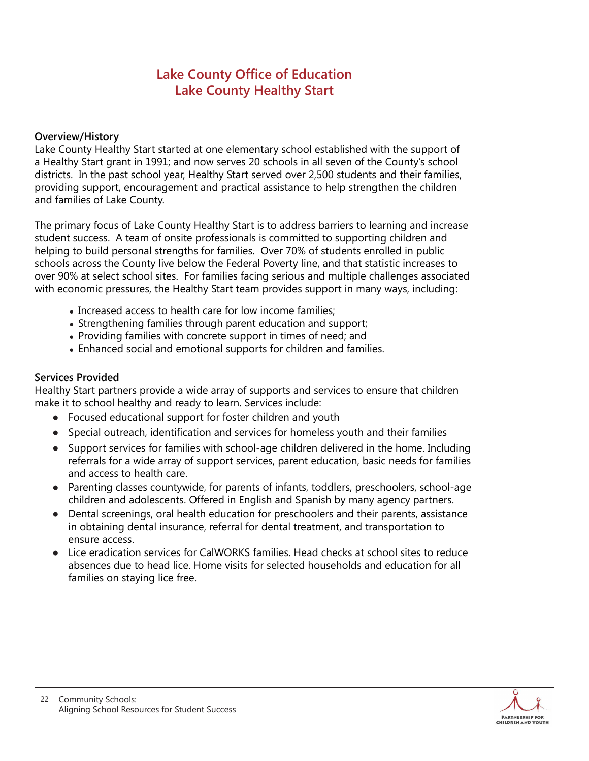# Lake County Office of Education
# Lake County Healthy Start

**Overview/History**

Lake County Healthy Start started at one elementary school established with the support of a Healthy Start grant in 1991; and now serves 20 schools in all seven of the County's school districts. In the past school year, Healthy Start served over 2,500 students and their families, providing support, encouragement and practical assistance to help strengthen the children and families of Lake County.

The primary focus of Lake County Healthy Start is to address barriers to learning and increase student success. A team of onsite professionals is committed to supporting children and helping to build personal strengths for families. Over 70% of students enrolled in public schools across the County live below the Federal Poverty line, and that statistic increases to over 90% at select school sites. For families facing serious and multiple challenges associated with economic pressures, the Healthy Start team provides support in many ways, including:

- Increased access to health care for low income families;
- Strengthening families through parent education and support;
- Providing families with concrete support in times of need; and
- Enhanced social and emotional supports for children and families.

**Services Provided**

Healthy Start partners provide a wide array of supports and services to ensure that children make it to school healthy and ready to learn. Services include:

- Focused educational support for foster children and youth
- Special outreach, identification and services for homeless youth and their families
- Support services for families with school-age children delivered in the home. Including referrals for a wide array of support services, parent education, basic needs for families and access to health care.
- Parenting classes countywide, for parents of infants, toddlers, preschoolers, school-age children and adolescents. Offered in English and Spanish by many agency partners.
- Dental screenings, oral health education for preschoolers and their parents, assistance in obtaining dental insurance, referral for dental treatment, and transportation to ensure access.
- Lice eradication services for CalWORKS families. Head checks at school sites to reduce absences due to head lice. Home visits for selected households and education for all families on staying lice free.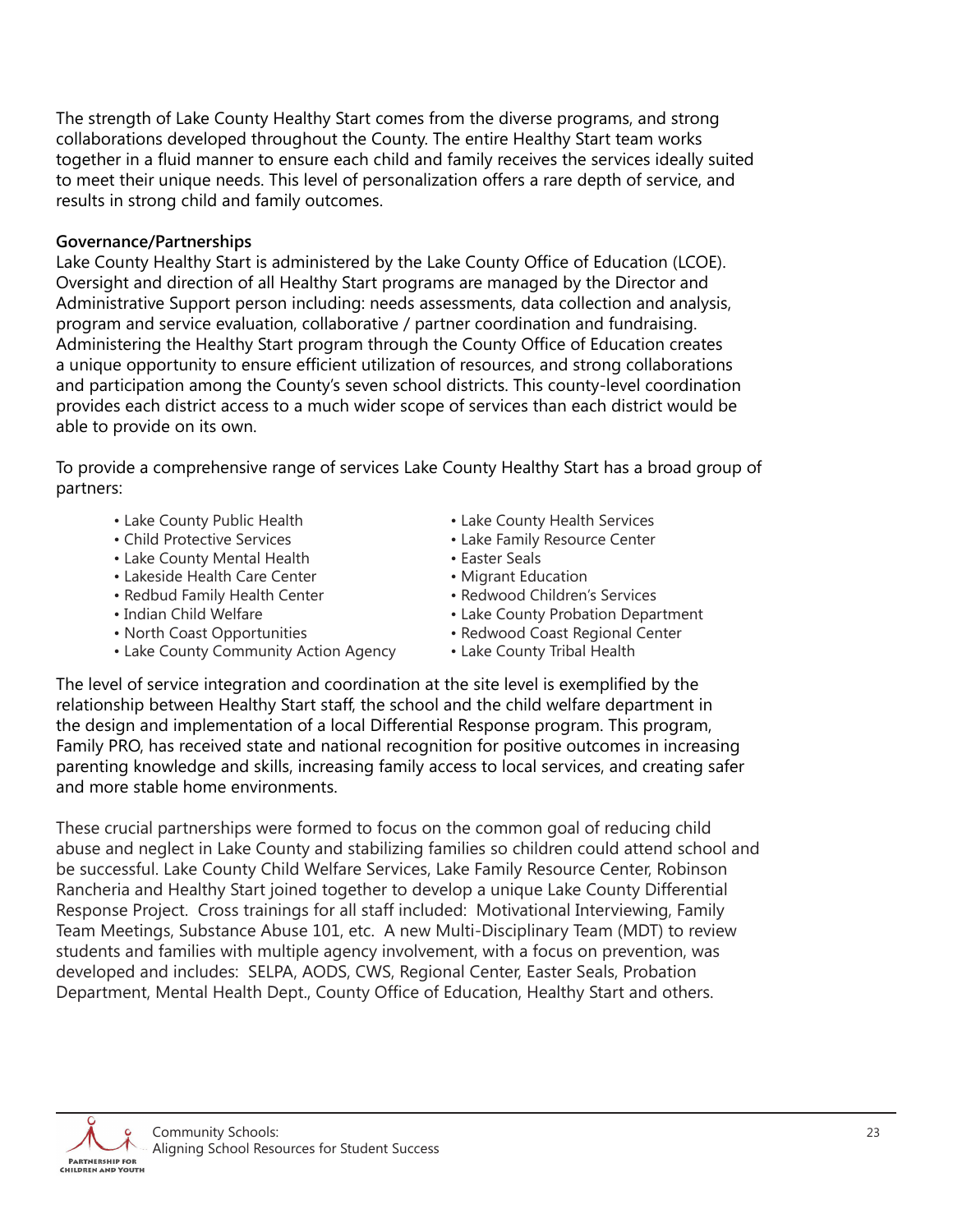The strength of Lake County Healthy Start comes from the diverse programs, and strong collaborations developed throughout the County. The entire Healthy Start team works together in a fluid manner to ensure each child and family receives the services ideally suited to meet their unique needs. This level of personalization offers a rare depth of service, and results in strong child and family outcomes.

**Governance/Partnerships**

Lake County Healthy Start is administered by the Lake County Office of Education (LCOE). Oversight and direction of all Healthy Start programs are managed by the Director and Administrative Support person including: needs assessments, data collection and analysis, program and service evaluation, collaborative / partner coordination and fundraising. Administering the Healthy Start program through the County Office of Education creates a unique opportunity to ensure efficient utilization of resources, and strong collaborations and participation among the County's seven school districts. This county-level coordination provides each district access to a much wider scope of services than each district would be able to provide on its own.

To provide a comprehensive range of services Lake County Healthy Start has a broad group of partners:

- Lake County Public Health
- Child Protective Services
- Lake County Mental Health
- Lakeside Health Care Center
- Redbud Family Health Center
- Indian Child Welfare
- North Coast Opportunities
- Lake County Community Action Agency
- Lake County Health Services
- Lake Family Resource Center
- Easter Seals
- Migrant Education
- Redwood Children's Services
- Lake County Probation Department
- Redwood Coast Regional Center
- Lake County Tribal Health

The level of service integration and coordination at the site level is exemplified by the relationship between Healthy Start staff, the school and the child welfare department in the design and implementation of a local Differential Response program. This program, Family PRO, has received state and national recognition for positive outcomes in increasing parenting knowledge and skills, increasing family access to local services, and creating safer and more stable home environments.

These crucial partnerships were formed to focus on the common goal of reducing child abuse and neglect in Lake County and stabilizing families so children could attend school and be successful. Lake County Child Welfare Services, Lake Family Resource Center, Robinson Rancheria and Healthy Start joined together to develop a unique Lake County Differential Response Project. Cross trainings for all staff included: Motivational Interviewing, Family Team Meetings, Substance Abuse 101, etc. A new Multi-Disciplinary Team (MDT) to review students and families with multiple agency involvement, with a focus on prevention, was developed and includes: SELPA, AODS, CWS, Regional Center, Easter Seals, Probation Department, Mental Health Dept., County Office of Education, Healthy Start and others.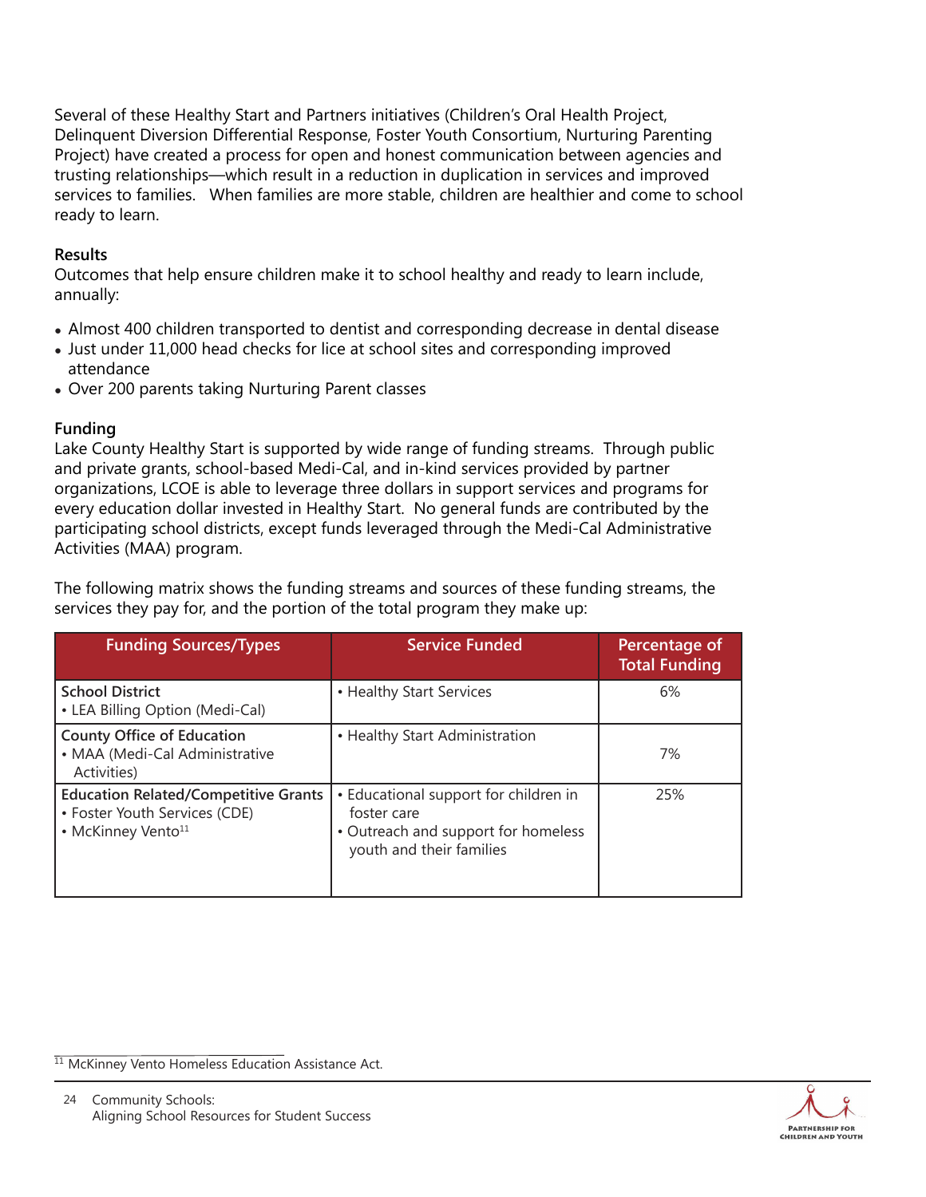Several of these Healthy Start and Partners initiatives (Children's Oral Health Project, Delinquent Diversion Differential Response, Foster Youth Consortium, Nurturing Parenting Project) have created a process for open and honest communication between agencies and trusting relationships—which result in a reduction in duplication in services and improved services to families. When families are more stable, children are healthier and come to school ready to learn.

**Results**

Outcomes that help ensure children make it to school healthy and ready to learn include, annually:

- Almost 400 children transported to dentist and corresponding decrease in dental disease
- Just under 11,000 head checks for lice at school sites and corresponding improved attendance
- Over 200 parents taking Nurturing Parent classes

**Funding**

Lake County Healthy Start is supported by wide range of funding streams. Through public and private grants, school-based Medi-Cal, and in-kind services provided by partner organizations, LCOE is able to leverage three dollars in support services and programs for every education dollar invested in Healthy Start. No general funds are contributed by the participating school districts, except funds leveraged through the Medi-Cal Administrative Activities (MAA) program.

The following matrix shows the funding streams and sources of these funding streams, the services they pay for, and the portion of the total program they make up:

| Funding Sources/Types | Service Funded | Percentage of Total Funding |
|---|---|---|
| **School District**<br>• LEA Billing Option (Medi-Cal) | • Healthy Start Services | 6% |
| **County Office of Education**<br>• MAA (Medi-Cal Administrative Activities) | • Healthy Start Administration | 7% |
| **Education Related/Competitive Grants**<br>• Foster Youth Services (CDE)<br>• McKinney Vento[11] | • Educational support for children in foster care<br>• Outreach and support for homeless youth and their families | 25% |

[11] McKinney Vento Homeless Education Assistance Act.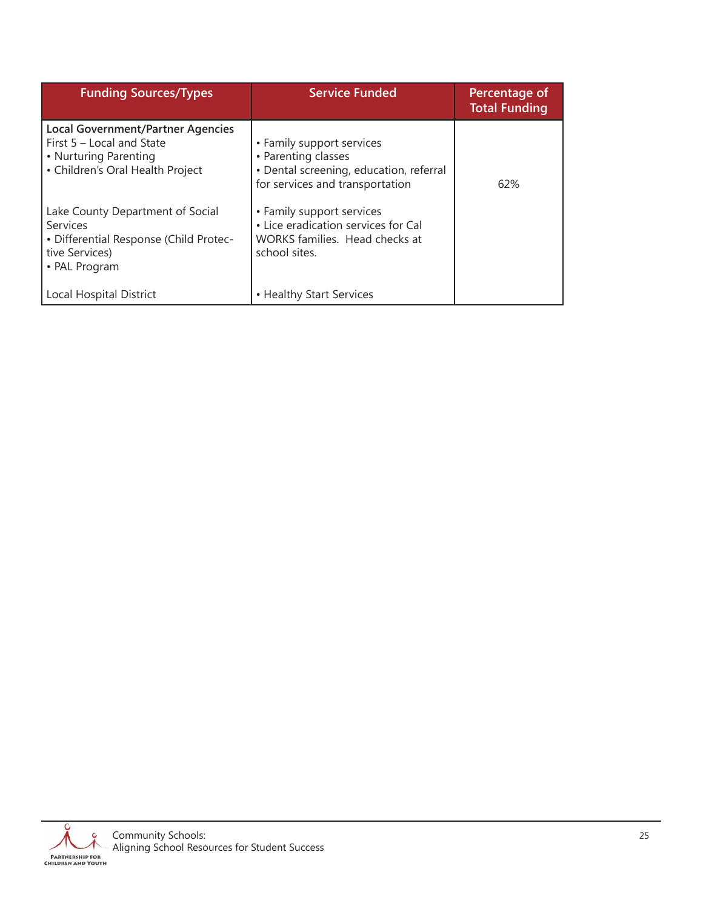| Funding Sources/Types | Service Funded | Percentage of Total Funding |
|---|---|---|
| **Local Government/Partner Agencies**<br>First 5 – Local and State<br>• Nurturing Parenting<br>• Children's Oral Health Project<br><br>Lake County Department of Social Services<br>• Differential Response (Child Protective Services)<br>• PAL Program<br><br>Local Hospital District | • Family support services<br>• Parenting classes<br>• Dental screening, education, referral for services and transportation<br><br>• Family support services<br>• Lice eradication services for Cal WORKS families. Head checks at school sites.<br><br>• Healthy Start Services | 62% |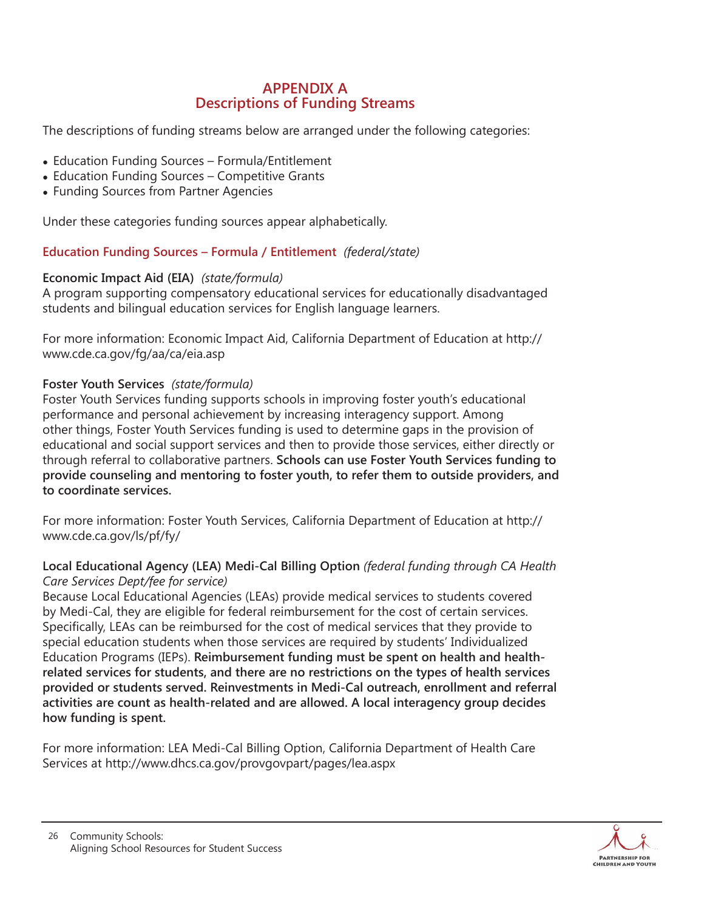## APPENDIX A
## Descriptions of Funding Streams

The descriptions of funding streams below are arranged under the following categories:

- Education Funding Sources – Formula/Entitlement
- Education Funding Sources – Competitive Grants
- Funding Sources from Partner Agencies

Under these categories funding sources appear alphabetically.

### Education Funding Sources – Formula / Entitlement *(federal/state)*

**Economic Impact Aid (EIA)** *(state/formula)*
A program supporting compensatory educational services for educationally disadvantaged students and bilingual education services for English language learners.

For more information: Economic Impact Aid, California Department of Education at http://www.cde.ca.gov/fg/aa/ca/eia.asp

**Foster Youth Services** *(state/formula)*
Foster Youth Services funding supports schools in improving foster youth's educational performance and personal achievement by increasing interagency support. Among other things, Foster Youth Services funding is used to determine gaps in the provision of educational and social support services and then to provide those services, either directly or through referral to collaborative partners. **Schools can use Foster Youth Services funding to provide counseling and mentoring to foster youth, to refer them to outside providers, and to coordinate services.**

For more information: Foster Youth Services, California Department of Education at http://www.cde.ca.gov/ls/pf/fy/

**Local Educational Agency (LEA) Medi-Cal Billing Option** *(federal funding through CA Health Care Services Dept/fee for service)*
Because Local Educational Agencies (LEAs) provide medical services to students covered by Medi-Cal, they are eligible for federal reimbursement for the cost of certain services. Specifically, LEAs can be reimbursed for the cost of medical services that they provide to special education students when those services are required by students' Individualized Education Programs (IEPs). **Reimbursement funding must be spent on health and health-related services for students, and there are no restrictions on the types of health services provided or students served. Reinvestments in Medi-Cal outreach, enrollment and referral activities are count as health-related and are allowed. A local interagency group decides how funding is spent.**

For more information: LEA Medi-Cal Billing Option, California Department of Health Care Services at http://www.dhcs.ca.gov/provgovpart/pages/lea.aspx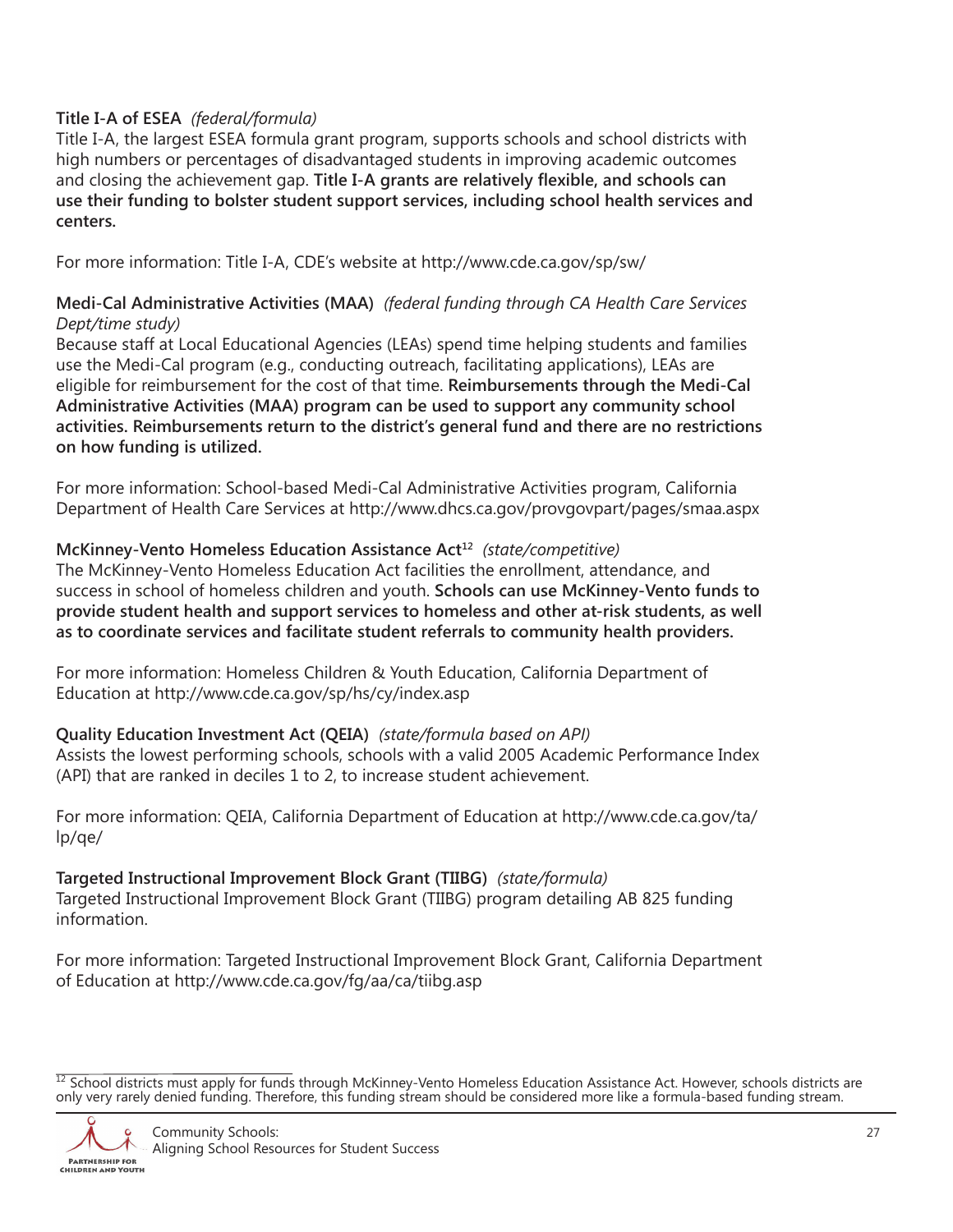**Title I-A of ESEA** *(federal/formula)*
Title I-A, the largest ESEA formula grant program, supports schools and school districts with high numbers or percentages of disadvantaged students in improving academic outcomes and closing the achievement gap. **Title I-A grants are relatively flexible, and schools can use their funding to bolster student support services, including school health services and centers.**

For more information: Title I-A, CDE's website at http://www.cde.ca.gov/sp/sw/

**Medi-Cal Administrative Activities (MAA)** *(federal funding through CA Health Care Services Dept/time study)*
Because staff at Local Educational Agencies (LEAs) spend time helping students and families use the Medi-Cal program (e.g., conducting outreach, facilitating applications), LEAs are eligible for reimbursement for the cost of that time. **Reimbursements through the Medi-Cal Administrative Activities (MAA) program can be used to support any community school activities. Reimbursements return to the district's general fund and there are no restrictions on how funding is utilized.**

For more information: School-based Medi-Cal Administrative Activities program, California Department of Health Care Services at http://www.dhcs.ca.gov/provgovpart/pages/smaa.aspx

**McKinney-Vento Homeless Education Assistance Act**[12] *(state/competitive)*
The McKinney-Vento Homeless Education Act facilities the enrollment, attendance, and success in school of homeless children and youth. **Schools can use McKinney-Vento funds to provide student health and support services to homeless and other at-risk students, as well as to coordinate services and facilitate student referrals to community health providers.**

For more information: Homeless Children & Youth Education, California Department of Education at http://www.cde.ca.gov/sp/hs/cy/index.asp

**Quality Education Investment Act (QEIA)** *(state/formula based on API)*
Assists the lowest performing schools, schools with a valid 2005 Academic Performance Index (API) that are ranked in deciles 1 to 2, to increase student achievement.

For more information: QEIA, California Department of Education at http://www.cde.ca.gov/ta/lp/qe/

**Targeted Instructional Improvement Block Grant (TIIBG)** *(state/formula)*
Targeted Instructional Improvement Block Grant (TIIBG) program detailing AB 825 funding information.

For more information: Targeted Instructional Improvement Block Grant, California Department of Education at http://www.cde.ca.gov/fg/aa/ca/tiibg.asp

[12] School districts must apply for funds through McKinney-Vento Homeless Education Assistance Act. However, schools districts are only very rarely denied funding. Therefore, this funding stream should be considered more like a formula-based funding stream.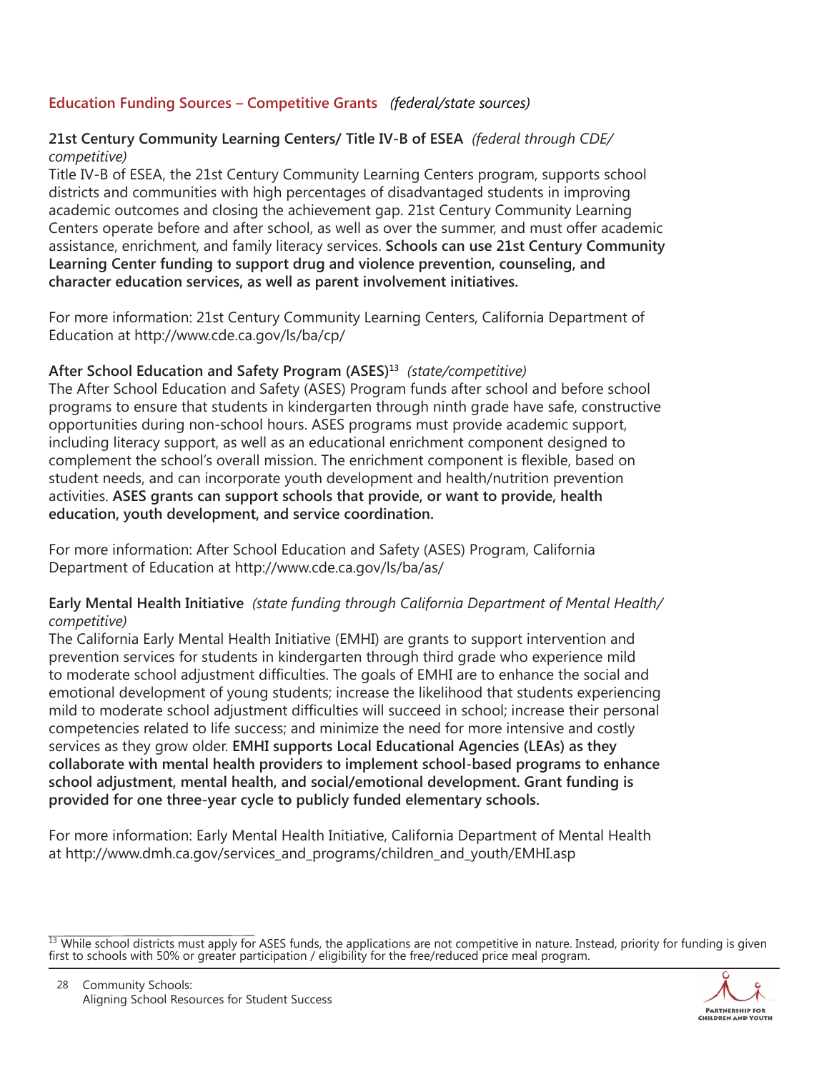## Education Funding Sources – Competitive Grants *(federal/state sources)*

### 21st Century Community Learning Centers/ Title IV-B of ESEA *(federal through CDE/ competitive)*

Title IV-B of ESEA, the 21st Century Community Learning Centers program, supports school districts and communities with high percentages of disadvantaged students in improving academic outcomes and closing the achievement gap. 21st Century Community Learning Centers operate before and after school, as well as over the summer, and must offer academic assistance, enrichment, and family literacy services. **Schools can use 21st Century Community Learning Center funding to support drug and violence prevention, counseling, and character education services, as well as parent involvement initiatives.**

For more information: 21st Century Community Learning Centers, California Department of Education at http://www.cde.ca.gov/ls/ba/cp/

### After School Education and Safety Program (ASES)[13] *(state/competitive)*

The After School Education and Safety (ASES) Program funds after school and before school programs to ensure that students in kindergarten through ninth grade have safe, constructive opportunities during non-school hours. ASES programs must provide academic support, including literacy support, as well as an educational enrichment component designed to complement the school's overall mission. The enrichment component is flexible, based on student needs, and can incorporate youth development and health/nutrition prevention activities. **ASES grants can support schools that provide, or want to provide, health education, youth development, and service coordination.**

For more information: After School Education and Safety (ASES) Program, California Department of Education at http://www.cde.ca.gov/ls/ba/as/

### Early Mental Health Initiative *(state funding through California Department of Mental Health/ competitive)*

The California Early Mental Health Initiative (EMHI) are grants to support intervention and prevention services for students in kindergarten through third grade who experience mild to moderate school adjustment difficulties. The goals of EMHI are to enhance the social and emotional development of young students; increase the likelihood that students experiencing mild to moderate school adjustment difficulties will succeed in school; increase their personal competencies related to life success; and minimize the need for more intensive and costly services as they grow older. **EMHI supports Local Educational Agencies (LEAs) as they collaborate with mental health providers to implement school-based programs to enhance school adjustment, mental health, and social/emotional development. Grant funding is provided for one three-year cycle to publicly funded elementary schools.**

For more information: Early Mental Health Initiative, California Department of Mental Health at http://www.dmh.ca.gov/services_and_programs/children_and_youth/EMHI.asp

---

[13] While school districts must apply for ASES funds, the applications are not competitive in nature. Instead, priority for funding is given first to schools with 50% or greater participation / eligibility for the free/reduced price meal program.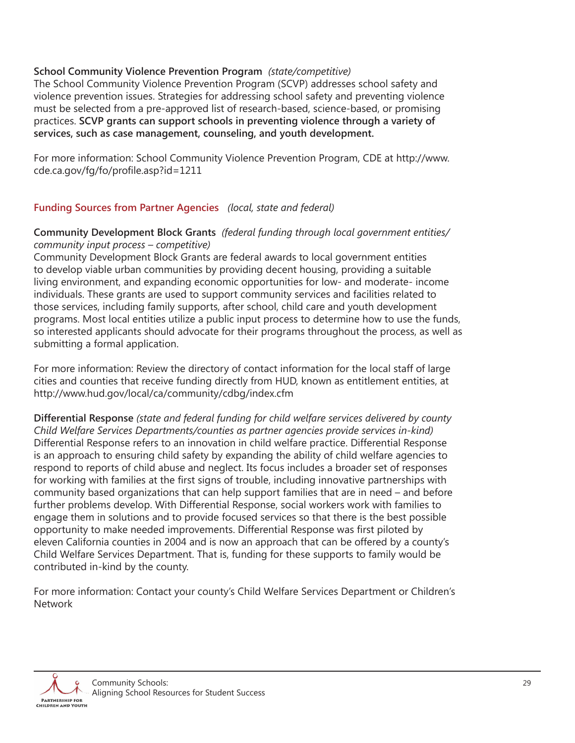**School Community Violence Prevention Program** *(state/competitive)*
The School Community Violence Prevention Program (SCVP) addresses school safety and violence prevention issues. Strategies for addressing school safety and preventing violence must be selected from a pre-approved list of research-based, science-based, or promising practices. **SCVP grants can support schools in preventing violence through a variety of services, such as case management, counseling, and youth development.**

For more information: School Community Violence Prevention Program, CDE at http://www.cde.ca.gov/fg/fo/profile.asp?id=1211

## Funding Sources from Partner Agencies *(local, state and federal)*

**Community Development Block Grants** *(federal funding through local government entities/community input process – competitive)*
Community Development Block Grants are federal awards to local government entities to develop viable urban communities by providing decent housing, providing a suitable living environment, and expanding economic opportunities for low- and moderate- income individuals. These grants are used to support community services and facilities related to those services, including family supports, after school, child care and youth development programs. Most local entities utilize a public input process to determine how to use the funds, so interested applicants should advocate for their programs throughout the process, as well as submitting a formal application.

For more information: Review the directory of contact information for the local staff of large cities and counties that receive funding directly from HUD, known as entitlement entities, at http://www.hud.gov/local/ca/community/cdbg/index.cfm

**Differential Response** *(state and federal funding for child welfare services delivered by county Child Welfare Services Departments/counties as partner agencies provide services in-kind)*
Differential Response refers to an innovation in child welfare practice. Differential Response is an approach to ensuring child safety by expanding the ability of child welfare agencies to respond to reports of child abuse and neglect. Its focus includes a broader set of responses for working with families at the first signs of trouble, including innovative partnerships with community based organizations that can help support families that are in need – and before further problems develop. With Differential Response, social workers work with families to engage them in solutions and to provide focused services so that there is the best possible opportunity to make needed improvements. Differential Response was first piloted by eleven California counties in 2004 and is now an approach that can be offered by a county's Child Welfare Services Department. That is, funding for these supports to family would be contributed in-kind by the county.

For more information: Contact your county's Child Welfare Services Department or Children's Network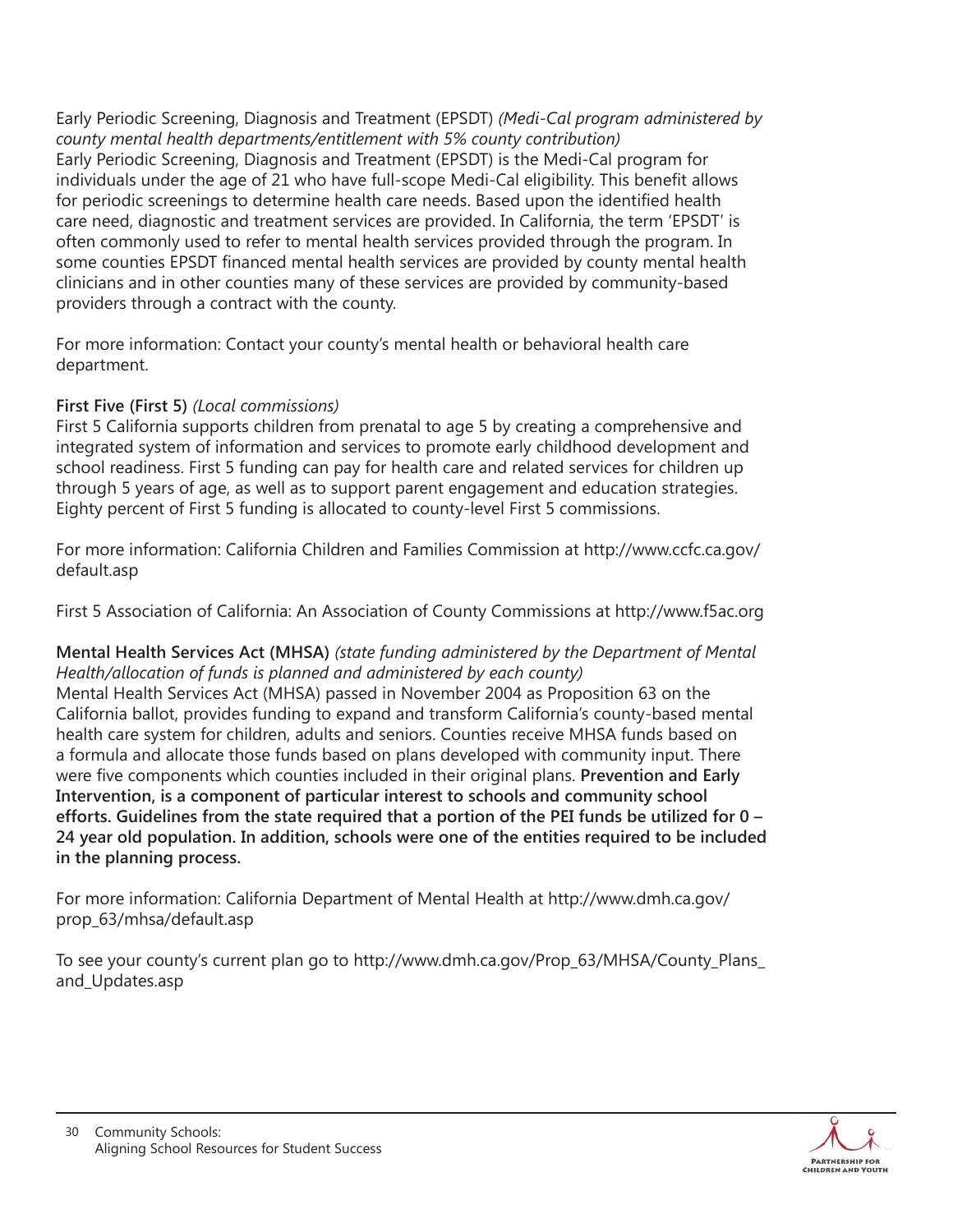Early Periodic Screening, Diagnosis and Treatment (EPSDT) *(Medi-Cal program administered by county mental health departments/entitlement with 5% county contribution)*
Early Periodic Screening, Diagnosis and Treatment (EPSDT) is the Medi-Cal program for individuals under the age of 21 who have full-scope Medi-Cal eligibility. This benefit allows for periodic screenings to determine health care needs. Based upon the identified health care need, diagnostic and treatment services are provided. In California, the term 'EPSDT' is often commonly used to refer to mental health services provided through the program. In some counties EPSDT financed mental health services are provided by county mental health clinicians and in other counties many of these services are provided by community-based providers through a contract with the county.

For more information: Contact your county's mental health or behavioral health care department.

**First Five (First 5)** *(Local commissions)*
First 5 California supports children from prenatal to age 5 by creating a comprehensive and integrated system of information and services to promote early childhood development and school readiness. First 5 funding can pay for health care and related services for children up through 5 years of age, as well as to support parent engagement and education strategies. Eighty percent of First 5 funding is allocated to county-level First 5 commissions.

For more information: California Children and Families Commission at http://www.ccfc.ca.gov/default.asp

First 5 Association of California: An Association of County Commissions at http://www.f5ac.org

**Mental Health Services Act (MHSA)** *(state funding administered by the Department of Mental Health/allocation of funds is planned and administered by each county)*
Mental Health Services Act (MHSA) passed in November 2004 as Proposition 63 on the California ballot, provides funding to expand and transform California's county-based mental health care system for children, adults and seniors. Counties receive MHSA funds based on a formula and allocate those funds based on plans developed with community input. There were five components which counties included in their original plans. **Prevention and Early Intervention, is a component of particular interest to schools and community school efforts. Guidelines from the state required that a portion of the PEI funds be utilized for 0 – 24 year old population. In addition, schools were one of the entities required to be included in the planning process.**

For more information: California Department of Mental Health at http://www.dmh.ca.gov/prop_63/mhsa/default.asp

To see your county's current plan go to http://www.dmh.ca.gov/Prop_63/MHSA/County_Plans_and_Updates.asp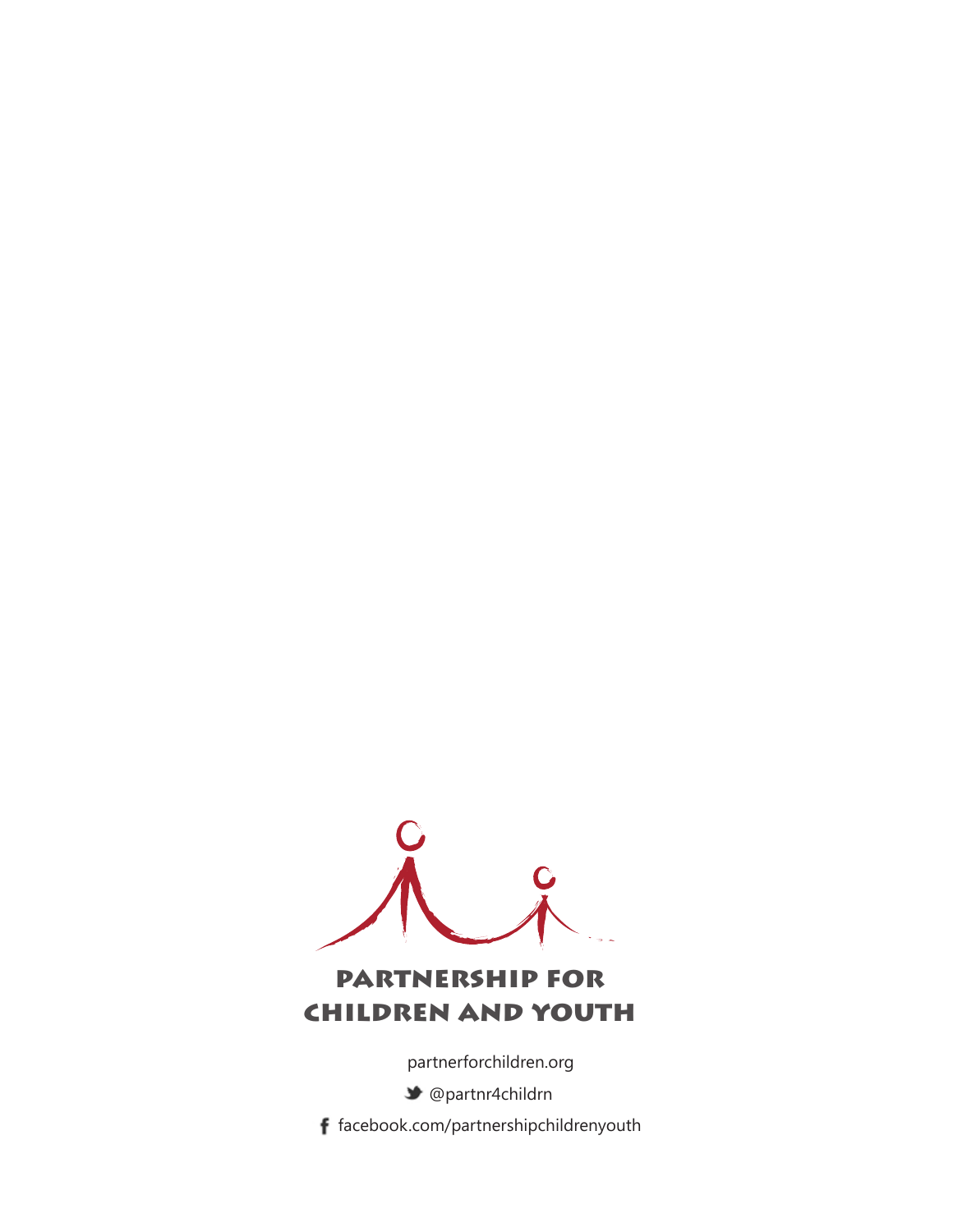PARTNERSHIP FOR CHILDREN AND YOUTH

partnerforchildren.org

@partnr4childrn

facebook.com/partnershipchildrenyouth